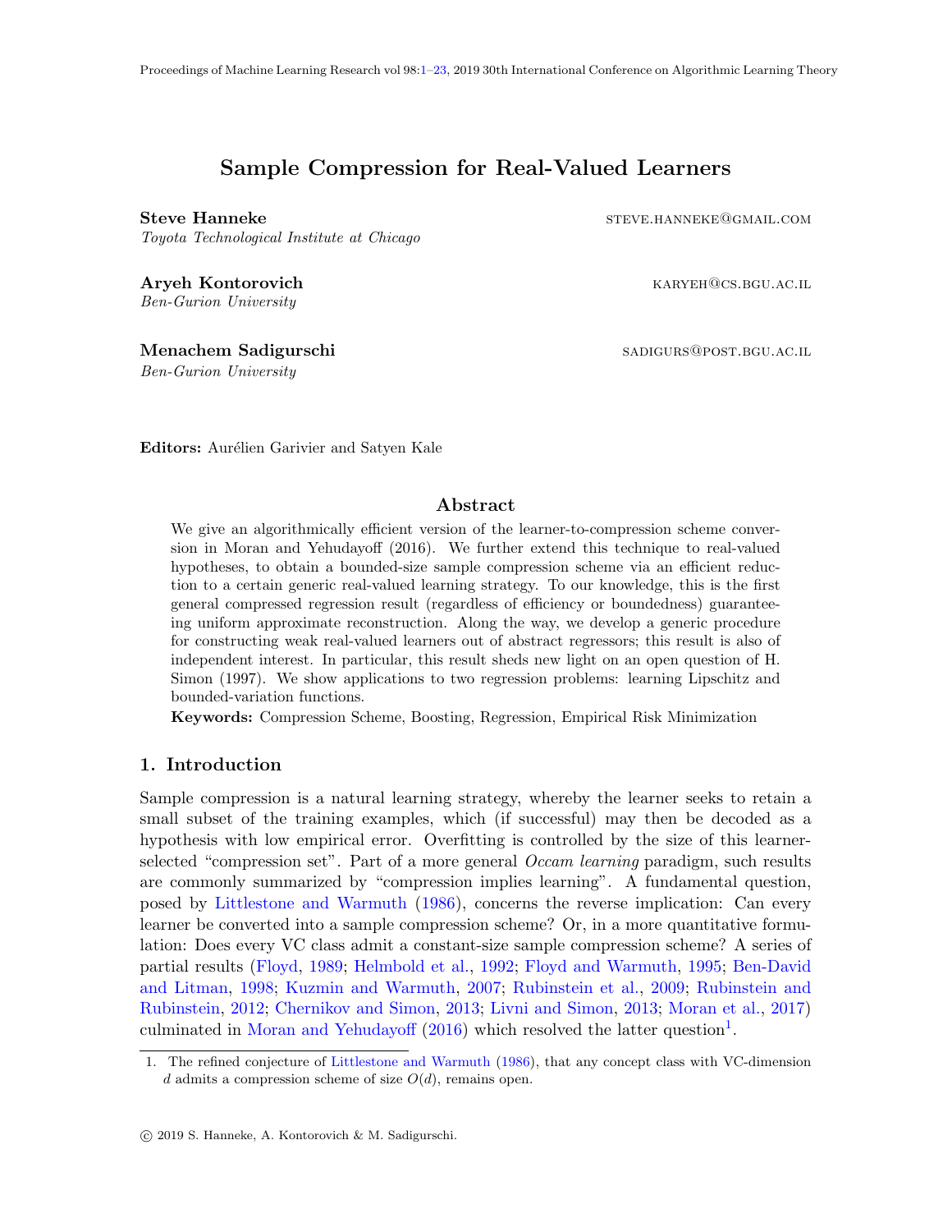# Sample Compression for Real-Valued Learners

**Steve Hanneke** STEVE.HANNEKE@GMAIL.COM
*Toyota Technological Institute at Chicago*

**Aryeh Kontorovich** KARYEH@CS.BGU.AC.IL
*Ben-Gurion University*

**Menachem Sadigurschi** SADIGURS@POST.BGU.AC.IL
*Ben-Gurion University*

**Editors:** Aurélien Garivier and Satyen Kale

## Abstract

We give an algorithmically efficient version of the learner-to-compression scheme conversion in Moran and Yehudayoff (2016). We further extend this technique to real-valued hypotheses, to obtain a bounded-size sample compression scheme via an efficient reduction to a certain generic real-valued learning strategy. To our knowledge, this is the first general compressed regression result (regardless of efficiency or boundedness) guaranteeing uniform approximate reconstruction. Along the way, we develop a generic procedure for constructing weak real-valued learners out of abstract regressors; this result is also of independent interest. In particular, this result sheds new light on an open question of H. Simon (1997). We show applications to two regression problems: learning Lipschitz and bounded-variation functions.

**Keywords:** Compression Scheme, Boosting, Regression, Empirical Risk Minimization

## 1. Introduction

Sample compression is a natural learning strategy, whereby the learner seeks to retain a small subset of the training examples, which (if successful) may then be decoded as a hypothesis with low empirical error. Overfitting is controlled by the size of this learner-selected "compression set". Part of a more general *Occam learning* paradigm, such results are commonly summarized by "compression implies learning". A fundamental question, posed by Littlestone and Warmuth (1986), concerns the reverse implication: Can every learner be converted into a sample compression scheme? Or, in a more quantitative formulation: Does every VC class admit a constant-size sample compression scheme? A series of partial results (Floyd, 1989; Helmbold et al., 1992; Floyd and Warmuth, 1995; Ben-David and Litman, 1998; Kuzmin and Warmuth, 2007; Rubinstein et al., 2009; Rubinstein and Rubinstein, 2012; Chernikov and Simon, 2013; Livni and Simon, 2013; Moran et al., 2017) culminated in Moran and Yehudayoff (2016) which resolved the latter question[1].

1. The refined conjecture of Littlestone and Warmuth (1986), that any concept class with VC-dimension $d$ admits a compression scheme of size $O(d)$, remains open.

© 2019 S. Hanneke, A. Kontorovich & M. Sadigurschi.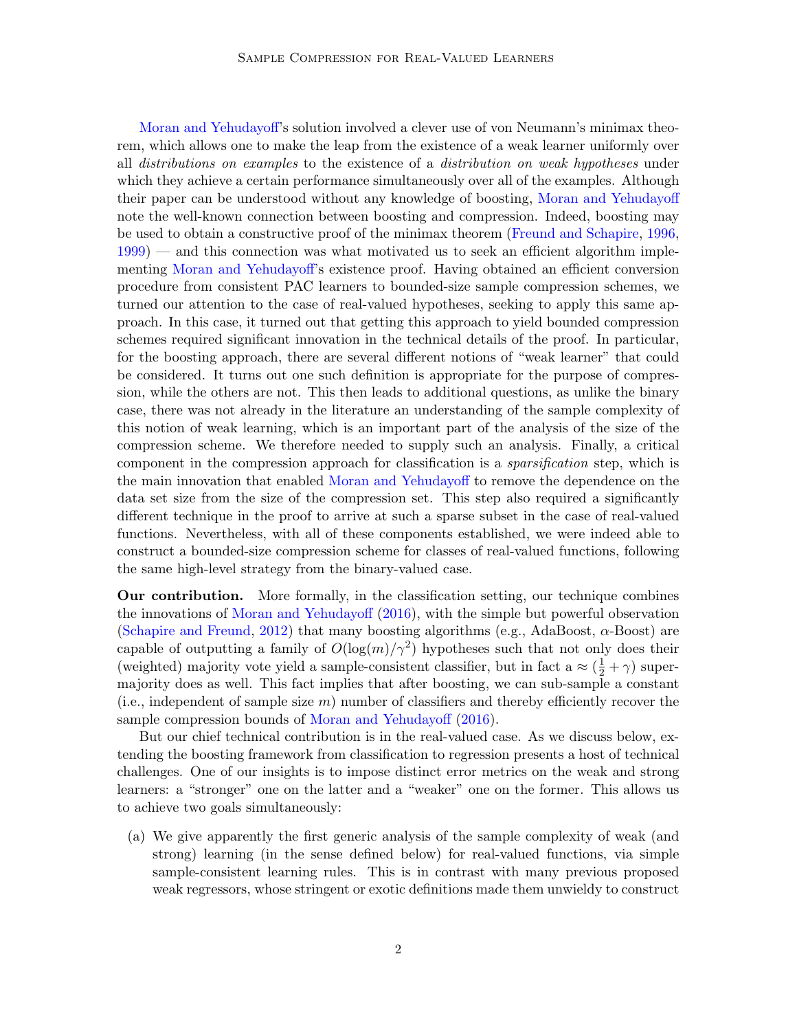Moran and Yehudayoff's solution involved a clever use of von Neumann's minimax theorem, which allows one to make the leap from the existence of a weak learner uniformly over all *distributions on examples* to the existence of a *distribution on weak hypotheses* under which they achieve a certain performance simultaneously over all of the examples. Although their paper can be understood without any knowledge of boosting, Moran and Yehudayoff note the well-known connection between boosting and compression. Indeed, boosting may be used to obtain a constructive proof of the minimax theorem (Freund and Schapire, 1996, 1999) — and this connection was what motivated us to seek an efficient algorithm implementing Moran and Yehudayoff's existence proof. Having obtained an efficient conversion procedure from consistent PAC learners to bounded-size sample compression schemes, we turned our attention to the case of real-valued hypotheses, seeking to apply this same approach. In this case, it turned out that getting this approach to yield bounded compression schemes required significant innovation in the technical details of the proof. In particular, for the boosting approach, there are several different notions of "weak learner" that could be considered. It turns out one such definition is appropriate for the purpose of compression, while the others are not. This then leads to additional questions, as unlike the binary case, there was not already in the literature an understanding of the sample complexity of this notion of weak learning, which is an important part of the analysis of the size of the compression scheme. We therefore needed to supply such an analysis. Finally, a critical component in the compression approach for classification is a *sparsification* step, which is the main innovation that enabled Moran and Yehudayoff to remove the dependence on the data set size from the size of the compression set. This step also required a significantly different technique in the proof to arrive at such a sparse subset in the case of real-valued functions. Nevertheless, with all of these components established, we were indeed able to construct a bounded-size compression scheme for classes of real-valued functions, following the same high-level strategy from the binary-valued case.

**Our contribution.** More formally, in the classification setting, our technique combines the innovations of Moran and Yehudayoff (2016), with the simple but powerful observation (Schapire and Freund, 2012) that many boosting algorithms (e.g., AdaBoost, $\alpha$-Boost) are capable of outputting a family of $O(\log(m)/\gamma^2)$ hypotheses such that not only does their (weighted) majority vote yield a sample-consistent classifier, but in fact a $\approx (\frac{1}{2} + \gamma)$ super-majority does as well. This fact implies that after boosting, we can sub-sample a constant (i.e., independent of sample size $m$) number of classifiers and thereby efficiently recover the sample compression bounds of Moran and Yehudayoff (2016).

But our chief technical contribution is in the real-valued case. As we discuss below, extending the boosting framework from classification to regression presents a host of technical challenges. One of our insights is to impose distinct error metrics on the weak and strong learners: a "stronger" one on the latter and a "weaker" one on the former. This allows us to achieve two goals simultaneously:

(a) We give apparently the first generic analysis of the sample complexity of weak (and strong) learning (in the sense defined below) for real-valued functions, via simple sample-consistent learning rules. This is in contrast with many previous proposed weak regressors, whose stringent or exotic definitions made them unwieldy to construct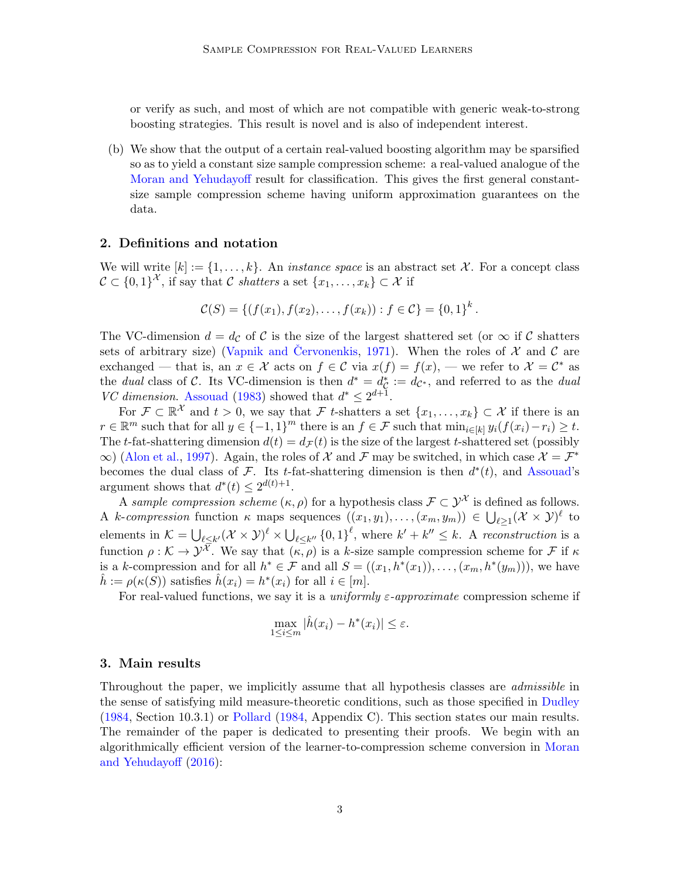or verify as such, and most of which are not compatible with generic weak-to-strong boosting strategies. This result is novel and is also of independent interest.

(b) We show that the output of a certain real-valued boosting algorithm may be sparsified so as to yield a constant size sample compression scheme: a real-valued analogue of the Moran and Yehudayoff result for classification. This gives the first general constant-size sample compression scheme having uniform approximation guarantees on the data.

## 2. Definitions and notation

We will write $[k] := \{1, \ldots, k\}$. An *instance space* is an abstract set $\mathcal{X}$. For a concept class $\mathcal{C} \subset \{0,1\}^{\mathcal{X}}$, if say that $\mathcal{C}$ *shatters* a set $\{x_1, \ldots, x_k\} \subset \mathcal{X}$ if

$$\mathcal{C}(S) = \{(f(x_1), f(x_2), \ldots, f(x_k)) : f \in \mathcal{C}\} = \{0,1\}^k.$$

The VC-dimension $d = d_{\mathcal{C}}$ of $\mathcal{C}$ is the size of the largest shattered set (or $\infty$ if $\mathcal{C}$ shatters sets of arbitrary size) (Vapnik and Červonenkis, 1971). When the roles of $\mathcal{X}$ and $\mathcal{C}$ are exchanged — that is, an $x \in \mathcal{X}$ acts on $f \in \mathcal{C}$ via $x(f) = f(x)$, — we refer to $\mathcal{X} = \mathcal{C}^*$ as the *dual* class of $\mathcal{C}$. Its VC-dimension is then $d^* = d^*_{\mathcal{C}} := d_{\mathcal{C}^*}$, and referred to as the *dual VC dimension*. Assouad (1983) showed that $d^* \le 2^{d+1}$.

For $\mathcal{F} \subset \mathbb{R}^{\mathcal{X}}$ and $t > 0$, we say that $\mathcal{F}$ $t$-shatters a set $\{x_1, \ldots, x_k\} \subset \mathcal{X}$ if there is an $r \in \mathbb{R}^m$ such that for all $y \in \{-1,1\}^m$ there is an $f \in \mathcal{F}$ such that $\min_{i \in [k]} y_i(f(x_i) - r_i) \ge t$. The $t$-fat-shattering dimension $d(t) = d_{\mathcal{F}}(t)$ is the size of the largest $t$-shattered set (possibly $\infty$) (Alon et al., 1997). Again, the roles of $\mathcal{X}$ and $\mathcal{F}$ may be switched, in which case $\mathcal{X} = \mathcal{F}^*$ becomes the dual class of $\mathcal{F}$. Its $t$-fat-shattering dimension is then $d^*(t)$, and Assouad's argument shows that $d^*(t) \le 2^{d(t)+1}$.

A *sample compression scheme* $(\kappa, \rho)$ for a hypothesis class $\mathcal{F} \subset \mathcal{Y}^{\mathcal{X}}$ is defined as follows. A $k$-*compression* function $\kappa$ maps sequences $((x_1, y_1), \ldots, (x_m, y_m)) \in \bigcup_{\ell \ge 1} (\mathcal{X} \times \mathcal{Y})^\ell$ to elements in $\mathcal{K} = \bigcup_{\ell \le k'} (\mathcal{X} \times \mathcal{Y})^\ell \times \bigcup_{\ell \le k''} \{0,1\}^\ell$, where $k' + k'' \le k$. A *reconstruction* is a function $\rho : \mathcal{K} \to \mathcal{Y}^{\mathcal{X}}$. We say that $(\kappa, \rho)$ is a $k$-size sample compression scheme for $\mathcal{F}$ if $\kappa$ is a $k$-compression and for all $h^* \in \mathcal{F}$ and all $S = ((x_1, h^*(x_1)), \ldots, (x_m, h^*(y_m)))$, we have $\hat{h} := \rho(\kappa(S))$ satisfies $\hat{h}(x_i) = h^*(x_i)$ for all $i \in [m]$.

For real-valued functions, we say it is a *uniformly $\varepsilon$-approximate* compression scheme if

$$\max_{1 \le i \le m} |\hat{h}(x_i) - h^*(x_i)| \le \varepsilon.$$

## 3. Main results

Throughout the paper, we implicitly assume that all hypothesis classes are *admissible* in the sense of satisfying mild measure-theoretic conditions, such as those specified in Dudley (1984, Section 10.3.1) or Pollard (1984, Appendix C). This section states our main results. The remainder of the paper is dedicated to presenting their proofs. We begin with an algorithmically efficient version of the learner-to-compression scheme conversion in Moran and Yehudayoff (2016):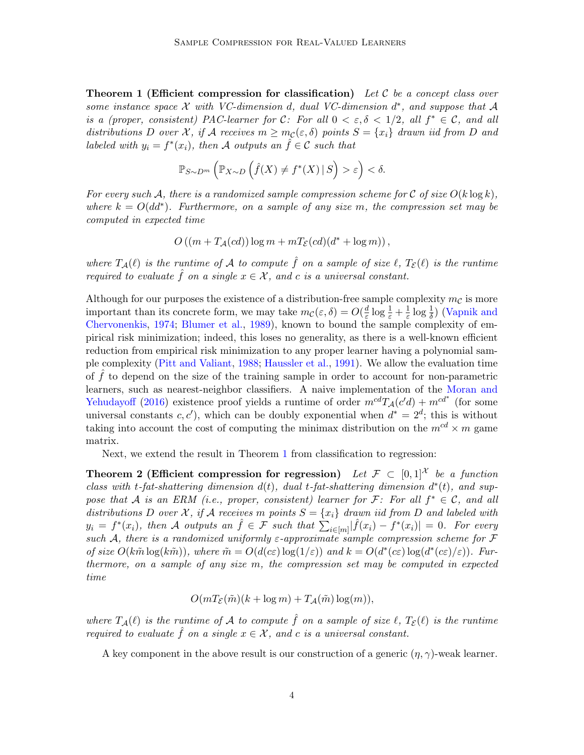**Theorem 1 (Efficient compression for classification)** *Let $\mathcal{C}$ be a concept class over some instance space $\mathcal{X}$ with VC-dimension $d$, dual VC-dimension $d^*$, and suppose that $\mathcal{A}$ is a (proper, consistent) PAC-learner for $\mathcal{C}$: For all $0 < \varepsilon, \delta < 1/2$, all $f^* \in \mathcal{C}$, and all distributions $D$ over $\mathcal{X}$, if $\mathcal{A}$ receives $m \geq m_{\mathcal{C}}(\varepsilon, \delta)$ points $S = \{x_i\}$ drawn iid from $D$ and labeled with $y_i = f^*(x_i)$, then $\mathcal{A}$ outputs an $\hat{f} \in \mathcal{C}$ such that*

$$\mathbb{P}_{S \sim D^m}\left(\mathbb{P}_{X \sim D}\left(\hat{f}(X) \neq f^*(X) \,|\, S\right) > \varepsilon\right) < \delta.$$

*For every such $\mathcal{A}$, there is a randomized sample compression scheme for $\mathcal{C}$ of size $O(k \log k)$, where $k = O(dd^*)$. Furthermore, on a sample of any size $m$, the compression set may be computed in expected time*

$$O\left((m + T_{\mathcal{A}}(cd)) \log m + m T_{\mathcal{E}}(cd)(d^* + \log m)\right),$$

*where $T_{\mathcal{A}}(\ell)$ is the runtime of $\mathcal{A}$ to compute $\hat{f}$ on a sample of size $\ell$, $T_{\mathcal{E}}(\ell)$ is the runtime required to evaluate $\hat{f}$ on a single $x \in \mathcal{X}$, and $c$ is a universal constant.*

Although for our purposes the existence of a distribution-free sample complexity $m_{\mathcal{C}}$ is more important than its concrete form, we may take $m_{\mathcal{C}}(\varepsilon, \delta) = O(\frac{d}{\varepsilon} \log \frac{1}{\varepsilon} + \frac{1}{\varepsilon} \log \frac{1}{\delta})$ (Vapnik and Chervonenkis, 1974; Blumer et al., 1989), known to bound the sample complexity of empirical risk minimization; indeed, this loses no generality, as there is a well-known efficient reduction from empirical risk minimization to any proper learner having a polynomial sample complexity (Pitt and Valiant, 1988; Haussler et al., 1991). We allow the evaluation time of $\hat{f}$ to depend on the size of the training sample in order to account for non-parametric learners, such as nearest-neighbor classifiers. A naive implementation of the Moran and Yehudayoff (2016) existence proof yields a runtime of order $m^{cd} T_{\mathcal{A}}(c'd) + m^{cd^*}$ (for some universal constants $c, c'$), which can be doubly exponential when $d^* = 2^d$; this is without taking into account the cost of computing the minimax distribution on the $m^{cd} \times m$ game matrix.

Next, we extend the result in Theorem 1 from classification to regression:

**Theorem 2 (Efficient compression for regression)** *Let $\mathcal{F} \subset [0,1]^{\mathcal{X}}$ be a function class with $t$-fat-shattering dimension $d(t)$, dual $t$-fat-shattering dimension $d^*(t)$, and suppose that $\mathcal{A}$ is an ERM (i.e., proper, consistent) learner for $\mathcal{F}$: For all $f^* \in \mathcal{C}$, and all distributions $D$ over $\mathcal{X}$, if $\mathcal{A}$ receives $m$ points $S = \{x_i\}$ drawn iid from $D$ and labeled with $y_i = f^*(x_i)$, then $\mathcal{A}$ outputs an $\hat{f} \in \mathcal{F}$ such that $\sum_{i \in [m]} |\hat{f}(x_i) - f^*(x_i)| = 0$. For every such $\mathcal{A}$, there is a randomized uniformly $\varepsilon$-approximate sample compression scheme for $\mathcal{F}$ of size $O(k\tilde{m} \log(k\tilde{m}))$, where $\tilde{m} = O(d(c\varepsilon) \log(1/\varepsilon))$ and $k = O(d^*(c\varepsilon) \log(d^*(c\varepsilon)/\varepsilon))$. Furthermore, on a sample of any size $m$, the compression set may be computed in expected time*

$$O(m T_{\mathcal{E}}(\tilde{m})(k + \log m) + T_{\mathcal{A}}(\tilde{m}) \log(m)),$$

*where $T_{\mathcal{A}}(\ell)$ is the runtime of $\mathcal{A}$ to compute $\hat{f}$ on a sample of size $\ell$, $T_{\mathcal{E}}(\ell)$ is the runtime required to evaluate $\hat{f}$ on a single $x \in \mathcal{X}$, and $c$ is a universal constant.*

A key component in the above result is our construction of a generic $(\eta, \gamma)$-weak learner.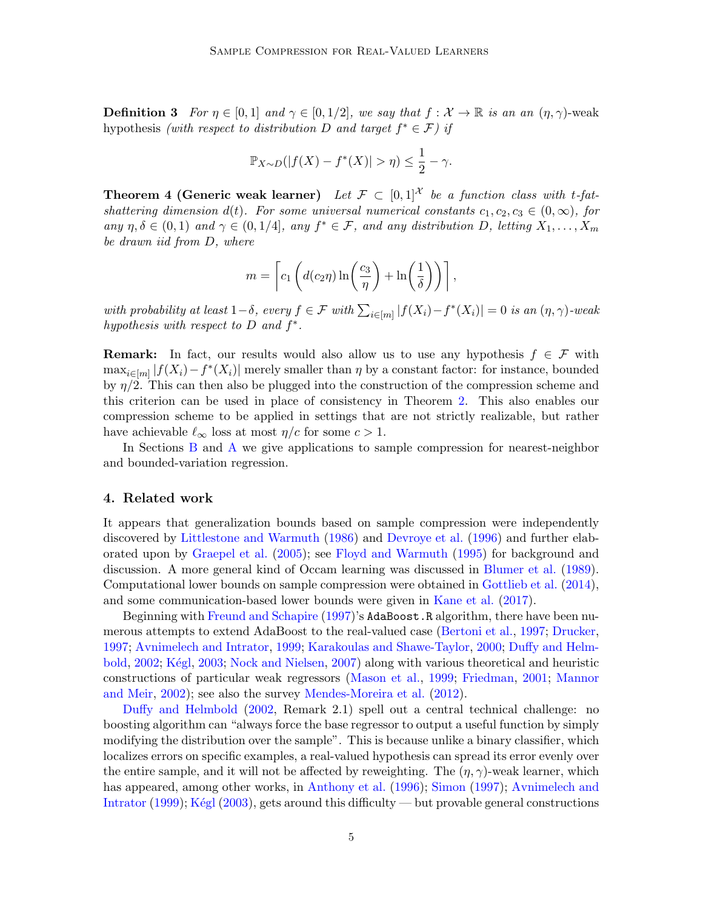**Definition 3** *For $\eta \in [0,1]$ and $\gamma \in [0,1/2]$, we say that $f : \mathcal{X} \to \mathbb{R}$ is an an $(\eta, \gamma)$-weak* hypothesis *(with respect to distribution $D$ and target $f^* \in \mathcal{F}$) if*

$$\mathbb{P}_{X \sim D}(|f(X) - f^*(X)| > \eta) \leq \frac{1}{2} - \gamma.$$

**Theorem 4 (Generic weak learner)** *Let $\mathcal{F} \subset [0,1]^{\mathcal{X}}$ be a function class with $t$-fat-shattering dimension $d(t)$. For some universal numerical constants $c_1, c_2, c_3 \in (0, \infty)$, for any $\eta, \delta \in (0,1)$ and $\gamma \in (0, 1/4]$, any $f^* \in \mathcal{F}$, and any distribution $D$, letting $X_1, \ldots, X_m$ be drawn iid from $D$, where*

$$m = \left\lceil c_1 \left( d(c_2 \eta) \ln\left(\frac{c_3}{\eta}\right) + \ln\left(\frac{1}{\delta}\right) \right) \right\rceil,$$

*with probability at least $1-\delta$, every $f \in \mathcal{F}$ with $\sum_{i \in [m]} |f(X_i) - f^*(X_i)| = 0$ is an $(\eta, \gamma)$-weak hypothesis with respect to $D$ and $f^*$.*

**Remark:** In fact, our results would also allow us to use any hypothesis $f \in \mathcal{F}$ with $\max_{i \in [m]} |f(X_i) - f^*(X_i)|$ merely smaller than $\eta$ by a constant factor: for instance, bounded by $\eta/2$. This can then also be plugged into the construction of the compression scheme and this criterion can be used in place of consistency in Theorem 2. This also enables our compression scheme to be applied in settings that are not strictly realizable, but rather have achievable $\ell_\infty$ loss at most $\eta/c$ for some $c > 1$.

In Sections B and A we give applications to sample compression for nearest-neighbor and bounded-variation regression.

## 4. Related work

It appears that generalization bounds based on sample compression were independently discovered by Littlestone and Warmuth (1986) and Devroye et al. (1996) and further elaborated upon by Graepel et al. (2005); see Floyd and Warmuth (1995) for background and discussion. A more general kind of Occam learning was discussed in Blumer et al. (1989). Computational lower bounds on sample compression were obtained in Gottlieb et al. (2014), and some communication-based lower bounds were given in Kane et al. (2017).

Beginning with Freund and Schapire (1997)'s `AdaBoost.R` algorithm, there have been numerous attempts to extend AdaBoost to the real-valued case (Bertoni et al., 1997; Drucker, 1997; Avnimelech and Intrator, 1999; Karakoulas and Shawe-Taylor, 2000; Duffy and Helmbold, 2002; Kégl, 2003; Nock and Nielsen, 2007) along with various theoretical and heuristic constructions of particular weak regressors (Mason et al., 1999; Friedman, 2001; Mannor and Meir, 2002); see also the survey Mendes-Moreira et al. (2012).

Duffy and Helmbold (2002, Remark 2.1) spell out a central technical challenge: no boosting algorithm can "always force the base regressor to output a useful function by simply modifying the distribution over the sample". This is because unlike a binary classifier, which localizes errors on specific examples, a real-valued hypothesis can spread its error evenly over the entire sample, and it will not be affected by reweighting. The $(\eta, \gamma)$-weak learner, which has appeared, among other works, in Anthony et al. (1996); Simon (1997); Avnimelech and Intrator (1999); Kégl (2003), gets around this difficulty — but provable general constructions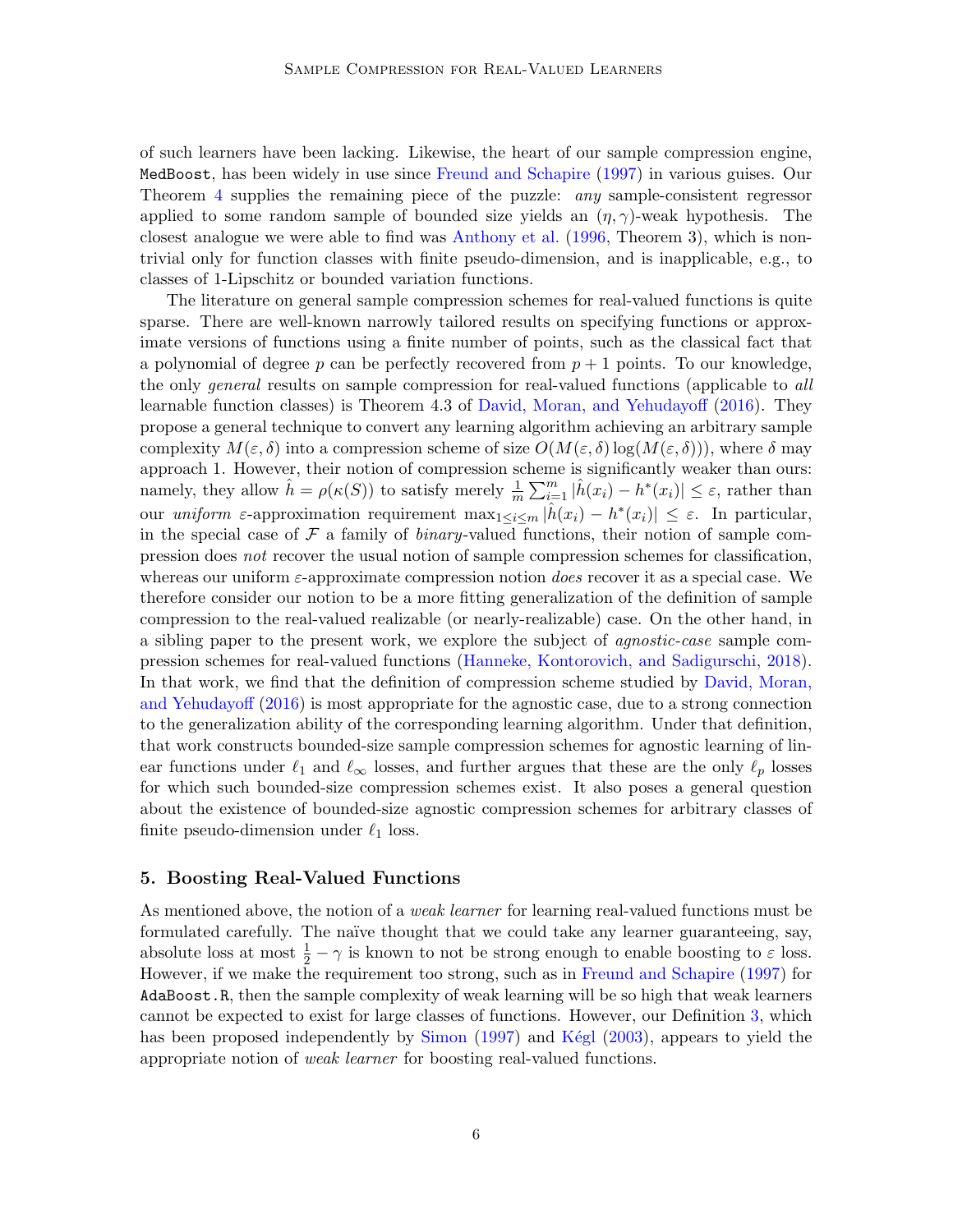of such learners have been lacking. Likewise, the heart of our sample compression engine, `MedBoost`, has been widely in use since Freund and Schapire (1997) in various guises. Our Theorem 4 supplies the remaining piece of the puzzle: *any* sample-consistent regressor applied to some random sample of bounded size yields an $(\eta, \gamma)$-weak hypothesis. The closest analogue we were able to find was Anthony et al. (1996, Theorem 3), which is non-trivial only for function classes with finite pseudo-dimension, and is inapplicable, e.g., to classes of 1-Lipschitz or bounded variation functions.

The literature on general sample compression schemes for real-valued functions is quite sparse. There are well-known narrowly tailored results on specifying functions or approximate versions of functions using a finite number of points, such as the classical fact that a polynomial of degree $p$ can be perfectly recovered from $p+1$ points. To our knowledge, the only *general* results on sample compression for real-valued functions (applicable to *all* learnable function classes) is Theorem 4.3 of David, Moran, and Yehudayoff (2016). They propose a general technique to convert any learning algorithm achieving an arbitrary sample complexity $M(\varepsilon, \delta)$ into a compression scheme of size $O(M(\varepsilon, \delta) \log(M(\varepsilon, \delta)))$, where $\delta$ may approach 1. However, their notion of compression scheme is significantly weaker than ours: namely, they allow $\hat{h} = \rho(\kappa(S))$ to satisfy merely $\frac{1}{m}\sum_{i=1}^{m} |\hat{h}(x_i) - h^*(x_i)| \leq \varepsilon$, rather than our *uniform* $\varepsilon$-approximation requirement $\max_{1 \leq i \leq m} |\hat{h}(x_i) - h^*(x_i)| \leq \varepsilon$. In particular, in the special case of $\mathcal{F}$ a family of *binary*-valued functions, their notion of sample compression does *not* recover the usual notion of sample compression schemes for classification, whereas our uniform $\varepsilon$-approximate compression notion *does* recover it as a special case. We therefore consider our notion to be a more fitting generalization of the definition of sample compression to the real-valued realizable (or nearly-realizable) case. On the other hand, in a sibling paper to the present work, we explore the subject of *agnostic-case* sample compression schemes for real-valued functions (Hanneke, Kontorovich, and Sadigurschi, 2018). In that work, we find that the definition of compression scheme studied by David, Moran, and Yehudayoff (2016) is most appropriate for the agnostic case, due to a strong connection to the generalization ability of the corresponding learning algorithm. Under that definition, that work constructs bounded-size sample compression schemes for agnostic learning of linear functions under $\ell_1$ and $\ell_\infty$ losses, and further argues that these are the only $\ell_p$ losses for which such bounded-size compression schemes exist. It also poses a general question about the existence of bounded-size agnostic compression schemes for arbitrary classes of finite pseudo-dimension under $\ell_1$ loss.

## 5. Boosting Real-Valued Functions

As mentioned above, the notion of a *weak learner* for learning real-valued functions must be formulated carefully. The naïve thought that we could take any learner guaranteeing, say, absolute loss at most $\frac{1}{2} - \gamma$ is known to not be strong enough to enable boosting to $\varepsilon$ loss. However, if we make the requirement too strong, such as in Freund and Schapire (1997) for `AdaBoost.R`, then the sample complexity of weak learning will be so high that weak learners cannot be expected to exist for large classes of functions. However, our Definition 3, which has been proposed independently by Simon (1997) and Kégl (2003), appears to yield the appropriate notion of *weak learner* for boosting real-valued functions.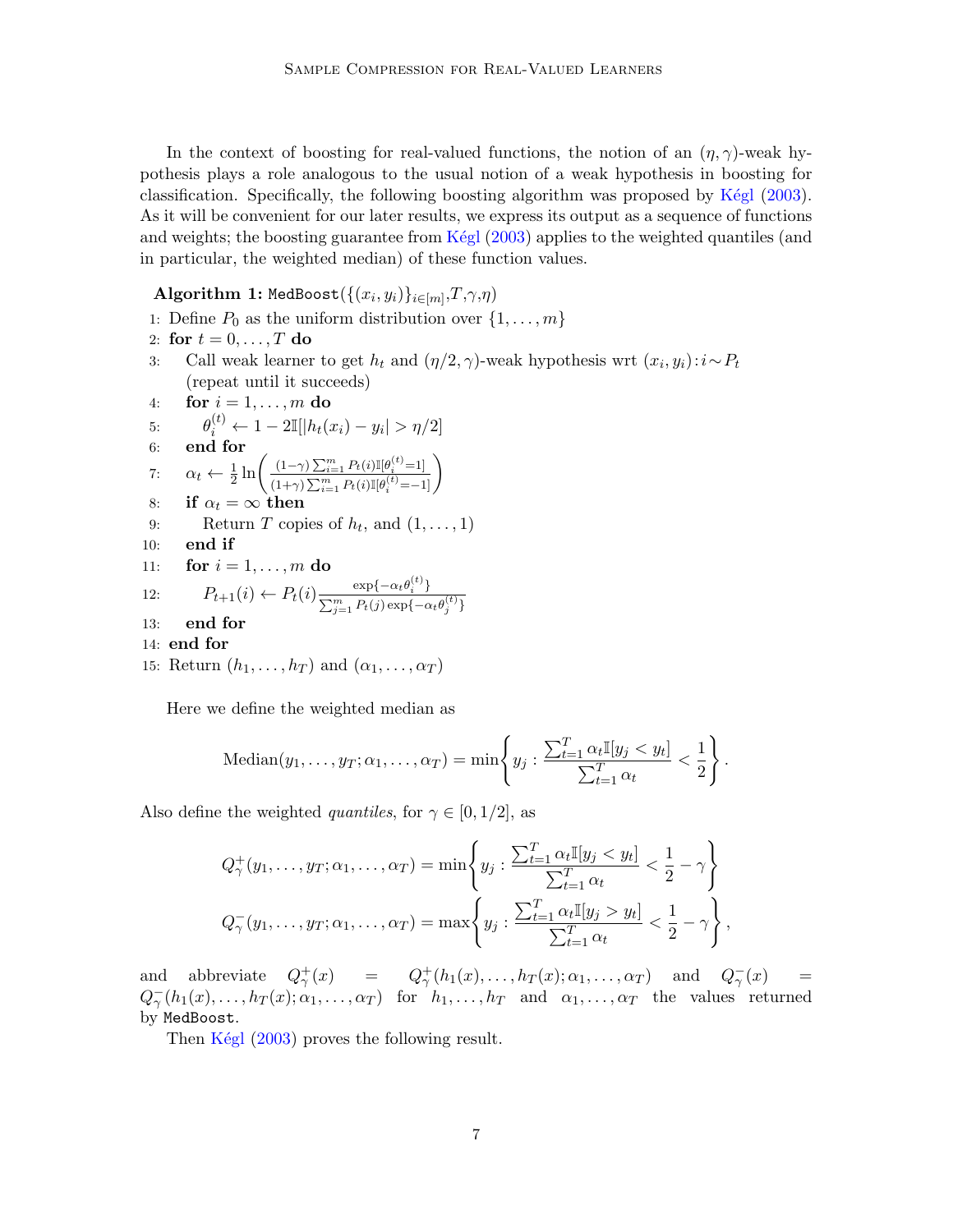In the context of boosting for real-valued functions, the notion of an $(\eta, \gamma)$-weak hypothesis plays a role analogous to the usual notion of a weak hypothesis in boosting for classification. Specifically, the following boosting algorithm was proposed by Kégl (2003). As it will be convenient for our later results, we express its output as a sequence of functions and weights; the boosting guarantee from Kégl (2003) applies to the weighted quantiles (and in particular, the weighted median) of these function values.

**Algorithm 1:** `MedBoost`$(\{(x_i, y_i)\}_{i\in[m]}, T, \gamma, \eta)$

1: Define $P_0$ as the uniform distribution over $\{1, \ldots, m\}$
2: **for** $t = 0, \ldots, T$ **do**
3: Call weak learner to get $h_t$ and $(\eta/2, \gamma)$-weak hypothesis wrt $(x_i, y_i) : i \sim P_t$ (repeat until it succeeds)
4: **for** $i = 1, \ldots, m$ **do**
5: $\theta_i^{(t)} \leftarrow 1 - 2\mathbb{I}[|h_t(x_i) - y_i| > \eta/2]$
6: **end for**
7: $\alpha_t \leftarrow \frac{1}{2} \ln\left( \frac{(1-\gamma)\sum_{i=1}^m P_t(i)\mathbb{I}[\theta_i^{(t)}=1]}{(1+\gamma)\sum_{i=1}^m P_t(i)\mathbb{I}[\theta_i^{(t)}=-1]} \right)$
8: **if** $\alpha_t = \infty$ **then**
9: Return $T$ copies of $h_t$, and $(1, \ldots, 1)$
10: **end if**
11: **for** $i = 1, \ldots, m$ **do**
12: $P_{t+1}(i) \leftarrow P_t(i) \frac{\exp\{-\alpha_t \theta_i^{(t)}\}}{\sum_{j=1}^m P_t(j) \exp\{-\alpha_t \theta_j^{(t)}\}}$
13: **end for**
14: **end for**
15: Return $(h_1, \ldots, h_T)$ and $(\alpha_1, \ldots, \alpha_T)$

Here we define the weighted median as

$$\text{Median}(y_1, \ldots, y_T; \alpha_1, \ldots, \alpha_T) = \min\left\{ y_j : \frac{\sum_{t=1}^T \alpha_t \mathbb{I}[y_j < y_t]}{\sum_{t=1}^T \alpha_t} < \frac{1}{2} \right\}.$$

Also define the weighted *quantiles*, for $\gamma \in [0, 1/2]$, as

$$Q_\gamma^+(y_1, \ldots, y_T; \alpha_1, \ldots, \alpha_T) = \min\left\{ y_j : \frac{\sum_{t=1}^T \alpha_t \mathbb{I}[y_j < y_t]}{\sum_{t=1}^T \alpha_t} < \frac{1}{2} - \gamma \right\}$$

$$Q_\gamma^-(y_1, \ldots, y_T; \alpha_1, \ldots, \alpha_T) = \max\left\{ y_j : \frac{\sum_{t=1}^T \alpha_t \mathbb{I}[y_j > y_t]}{\sum_{t=1}^T \alpha_t} < \frac{1}{2} - \gamma \right\},$$

and abbreviate $Q_\gamma^+(x) = Q_\gamma^+(h_1(x), \ldots, h_T(x); \alpha_1, \ldots, \alpha_T)$ and $Q_\gamma^-(x) = Q_\gamma^-(h_1(x), \ldots, h_T(x); \alpha_1, \ldots, \alpha_T)$ for $h_1, \ldots, h_T$ and $\alpha_1, \ldots, \alpha_T$ the values returned by `MedBoost`.

Then Kégl (2003) proves the following result.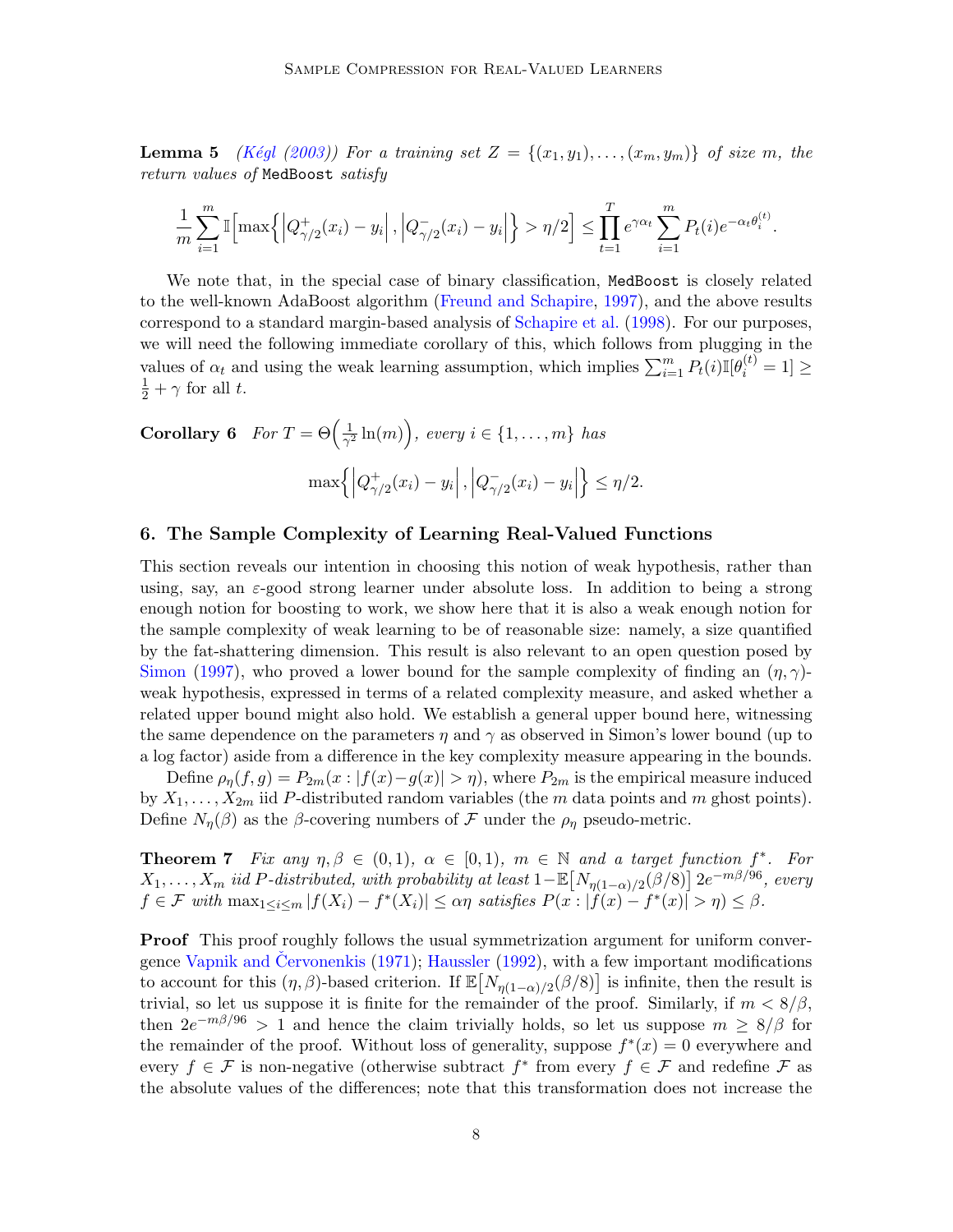**Lemma 5** *(Kégl (2003)) For a training set $Z = \{(x_1, y_1), \dots, (x_m, y_m)\}$ of size $m$, the return values of* `MedBoost` *satisfy*

$$\frac{1}{m} \sum_{i=1}^{m} \mathbb{I}\Big[\max\Big\{\Big|Q^{+}_{\gamma/2}(x_i) - y_i\Big|, \Big|Q^{-}_{\gamma/2}(x_i) - y_i\Big|\Big\} > \eta/2\Big] \le \prod_{t=1}^{T} e^{\gamma\alpha_t} \sum_{i=1}^{m} P_t(i) e^{-\alpha_t \theta_i^{(t)}}.$$

We note that, in the special case of binary classification, `MedBoost` is closely related to the well-known AdaBoost algorithm (Freund and Schapire, 1997), and the above results correspond to a standard margin-based analysis of Schapire et al. (1998). For our purposes, we will need the following immediate corollary of this, which follows from plugging in the values of $\alpha_t$ and using the weak learning assumption, which implies $\sum_{i=1}^{m} P_t(i)\mathbb{I}[\theta_i^{(t)} = 1] \ge \frac{1}{2} + \gamma$ for all $t$.

**Corollary 6** *For $T = \Theta\Big(\frac{1}{\gamma^2}\ln(m)\Big)$, every $i \in \{1, \dots, m\}$ has*

$$\max\Big\{\Big|Q^{+}_{\gamma/2}(x_i) - y_i\Big|, \Big|Q^{-}_{\gamma/2}(x_i) - y_i\Big|\Big\} \le \eta/2.$$

## 6. The Sample Complexity of Learning Real-Valued Functions

This section reveals our intention in choosing this notion of weak hypothesis, rather than using, say, an $\varepsilon$-good strong learner under absolute loss. In addition to being a strong enough notion for boosting to work, we show here that it is also a weak enough notion for the sample complexity of weak learning to be of reasonable size: namely, a size quantified by the fat-shattering dimension. This result is also relevant to an open question posed by Simon (1997), who proved a lower bound for the sample complexity of finding an $(\eta, \gamma)$-weak hypothesis, expressed in terms of a related complexity measure, and asked whether a related upper bound might also hold. We establish a general upper bound here, witnessing the same dependence on the parameters $\eta$ and $\gamma$ as observed in Simon's lower bound (up to a log factor) aside from a difference in the key complexity measure appearing in the bounds.

Define $\rho_\eta(f, g) = P_{2m}(x : |f(x) - g(x)| > \eta)$, where $P_{2m}$ is the empirical measure induced by $X_1, \dots, X_{2m}$ iid $P$-distributed random variables (the $m$ data points and $m$ ghost points). Define $N_\eta(\beta)$ as the $\beta$-covering numbers of $\mathcal{F}$ under the $\rho_\eta$ pseudo-metric.

**Theorem 7** *Fix any $\eta, \beta \in (0, 1)$, $\alpha \in [0, 1)$, $m \in \mathbb{N}$ and a target function $f^*$. For $X_1, \dots, X_m$ iid $P$-distributed, with probability at least $1 - \mathbb{E}\big[N_{\eta(1-\alpha)/2}(\beta/8)\big] 2e^{-m\beta/96}$, every $f \in \mathcal{F}$ with $\max_{1 \le i \le m} |f(X_i) - f^*(X_i)| \le \alpha\eta$ satisfies $P(x : |f(x) - f^*(x)| > \eta) \le \beta$.*

**Proof** This proof roughly follows the usual symmetrization argument for uniform convergence Vapnik and Červonenkis (1971); Haussler (1992), with a few important modifications to account for this $(\eta, \beta)$-based criterion. If $\mathbb{E}\big[N_{\eta(1-\alpha)/2}(\beta/8)\big]$ is infinite, then the result is trivial, so let us suppose it is finite for the remainder of the proof. Similarly, if $m < 8/\beta$, then $2e^{-m\beta/96} > 1$ and hence the claim trivially holds, so let us suppose $m \ge 8/\beta$ for the remainder of the proof. Without loss of generality, suppose $f^*(x) = 0$ everywhere and every $f \in \mathcal{F}$ is non-negative (otherwise subtract $f^*$ from every $f \in \mathcal{F}$ and redefine $\mathcal{F}$ as the absolute values of the differences; note that this transformation does not increase the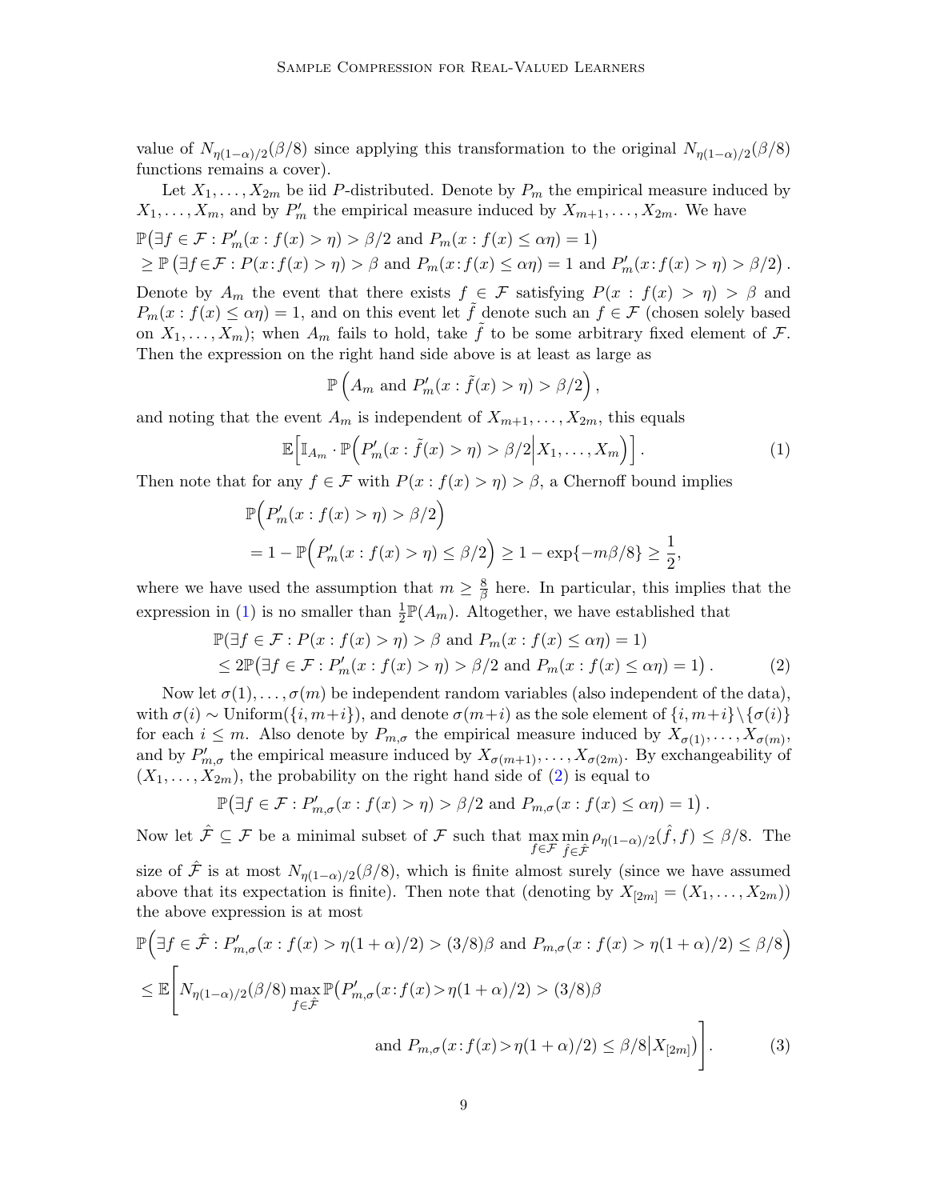value of $N_{\eta(1-\alpha)/2}(\beta/8)$ since applying this transformation to the original $N_{\eta(1-\alpha)/2}(\beta/8)$ functions remains a cover).

Let $X_1, \ldots, X_{2m}$ be iid $P$-distributed. Denote by $P_m$ the empirical measure induced by $X_1, \ldots, X_m$, and by $P'_m$ the empirical measure induced by $X_{m+1}, \ldots, X_{2m}$. We have

$$
\begin{aligned}
&\mathbb{P}\big(\exists f \in \mathcal{F} : P'_m(x : f(x) > \eta) > \beta/2 \text{ and } P_m(x : f(x) \le \alpha\eta) = 1\big) \\
&\ge \mathbb{P}\left(\exists f \in \mathcal{F} : P(x : f(x) > \eta) > \beta \text{ and } P_m(x : f(x) \le \alpha\eta) = 1 \text{ and } P'_m(x : f(x) > \eta) > \beta/2\right).
\end{aligned}
$$

Denote by $A_m$ the event that there exists $f \in \mathcal{F}$ satisfying $P(x : f(x) > \eta) > \beta$ and $P_m(x : f(x) \le \alpha\eta) = 1$, and on this event let $\tilde{f}$ denote such an $f \in \mathcal{F}$ (chosen solely based on $X_1, \ldots, X_m$); when $A_m$ fails to hold, take $\tilde{f}$ to be some arbitrary fixed element of $\mathcal{F}$. Then the expression on the right hand side above is at least as large as

$$
\mathbb{P}\left(A_m \text{ and } P'_m(x : \tilde{f}(x) > \eta) > \beta/2\right),
$$

and noting that the event $A_m$ is independent of $X_{m+1}, \ldots, X_{2m}$, this equals

$$
\mathbb{E}\Big[\mathbb{I}_{A_m} \cdot \mathbb{P}\Big(P'_m(x : \tilde{f}(x) > \eta) > \beta/2 \Big| X_1, \ldots, X_m\Big)\Big]. \tag{1}
$$

Then note that for any $f \in \mathcal{F}$ with $P(x : f(x) > \eta) > \beta$, a Chernoff bound implies

$$
\begin{aligned}
&\mathbb{P}\Big(P'_m(x : f(x) > \eta) > \beta/2\Big) \\
&= 1 - \mathbb{P}\Big(P'_m(x : f(x) > \eta) \le \beta/2\Big) \ge 1 - \exp\{-m\beta/8\} \ge \frac{1}{2},
\end{aligned}
$$

where we have used the assumption that $m \ge \frac{8}{\beta}$ here. In particular, this implies that the expression in (1) is no smaller than $\frac{1}{2}\mathbb{P}(A_m)$. Altogether, we have established that

$$
\begin{aligned}
&\mathbb{P}(\exists f \in \mathcal{F} : P(x : f(x) > \eta) > \beta \text{ and } P_m(x : f(x) \le \alpha\eta) = 1) \\
&\le 2\mathbb{P}\big(\exists f \in \mathcal{F} : P'_m(x : f(x) > \eta) > \beta/2 \text{ and } P_m(x : f(x) \le \alpha\eta) = 1\big).
\end{aligned} \tag{2}
$$

Now let $\sigma(1), \ldots, \sigma(m)$ be independent random variables (also independent of the data), with $\sigma(i) \sim \text{Uniform}(\{i, m+i\})$, and denote $\sigma(m+i)$ as the sole element of $\{i, m+i\} \setminus \{\sigma(i)\}$ for each $i \le m$. Also denote by $P_{m,\sigma}$ the empirical measure induced by $X_{\sigma(1)}, \ldots, X_{\sigma(m)}$, and by $P'_{m,\sigma}$ the empirical measure induced by $X_{\sigma(m+1)}, \ldots, X_{\sigma(2m)}$. By exchangeability of $(X_1, \ldots, X_{2m})$, the probability on the right hand side of (2) is equal to

$$
\mathbb{P}\big(\exists f \in \mathcal{F} : P'_{m,\sigma}(x : f(x) > \eta) > \beta/2 \text{ and } P_{m,\sigma}(x : f(x) \le \alpha\eta) = 1\big).
$$

Now let $\hat{\mathcal{F}} \subseteq \mathcal{F}$ be a minimal subset of $\mathcal{F}$ such that $\max_{f \in \mathcal{F}} \min_{\hat{f} \in \hat{\mathcal{F}}} \rho_{\eta(1-\alpha)/2}(\hat{f}, f) \le \beta/8$. The size of $\hat{\mathcal{F}}$ is at most $N_{\eta(1-\alpha)/2}(\beta/8)$, which is finite almost surely (since we have assumed above that its expectation is finite). Then note that (denoting by $X_{[2m]} = (X_1, \ldots, X_{2m})$) the above expression is at most

$$
\begin{aligned}
&\mathbb{P}\Big(\exists f \in \hat{\mathcal{F}} : P'_{m,\sigma}(x : f(x) > \eta(1+\alpha)/2) > (3/8)\beta \text{ and } P_{m,\sigma}(x : f(x) > \eta(1+\alpha)/2) \le \beta/8\Big) \\
&\le \mathbb{E}\Bigg[N_{\eta(1-\alpha)/2}(\beta/8) \max_{f \in \hat{\mathcal{F}}} \mathbb{P}\big(P'_{m,\sigma}(x : f(x) > \eta(1+\alpha)/2) > (3/8)\beta \\
&\qquad\qquad \text{and } P_{m,\sigma}(x : f(x) > \eta(1+\alpha)/2) \le \beta/8 \big| X_{[2m]}\big)\Bigg].
\end{aligned} \tag{3}
$$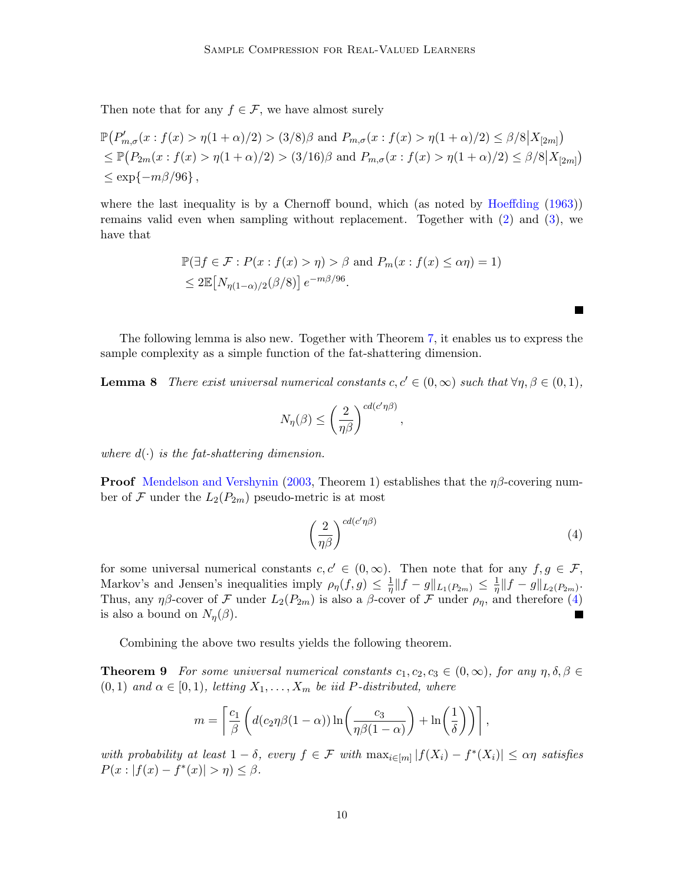Then note that for any $f \in \mathcal{F}$, we have almost surely

$$
\begin{aligned}
&\mathbb{P}\big(P'_{m,\sigma}(x : f(x) > \eta(1+\alpha)/2) > (3/8)\beta \text{ and } P_{m,\sigma}(x : f(x) > \eta(1+\alpha)/2) \leq \beta/8 \big| X_{[2m]}\big) \\
&\leq \mathbb{P}\big(P_{2m}(x : f(x) > \eta(1+\alpha)/2) > (3/16)\beta \text{ and } P_{m,\sigma}(x : f(x) > \eta(1+\alpha)/2) \leq \beta/8 \big| X_{[2m]}\big) \\
&\leq \exp\{-m\beta/96\},
\end{aligned}
$$

where the last inequality is by a Chernoff bound, which (as noted by Hoeffding (1963)) remains valid even when sampling without replacement. Together with (2) and (3), we have that

$$
\begin{aligned}
&\mathbb{P}(\exists f \in \mathcal{F} : P(x : f(x) > \eta) > \beta \text{ and } P_m(x : f(x) \leq \alpha\eta) = 1) \\
&\leq 2\mathbb{E}\big[N_{\eta(1-\alpha)/2}(\beta/8)\big]\, e^{-m\beta/96}.
\end{aligned}
$$

■

The following lemma is also new. Together with Theorem 7, it enables us to express the sample complexity as a simple function of the fat-shattering dimension.

**Lemma 8** *There exist universal numerical constants $c, c' \in (0,\infty)$ such that $\forall \eta, \beta \in (0,1)$,*

$$
N_\eta(\beta) \leq \left(\frac{2}{\eta\beta}\right)^{cd(c'\eta\beta)},
$$

*where $d(\cdot)$ is the fat-shattering dimension.*

**Proof** Mendelson and Vershynin (2003, Theorem 1) establishes that the $\eta\beta$-covering number of $\mathcal{F}$ under the $L_2(P_{2m})$ pseudo-metric is at most

$$
\left(\frac{2}{\eta\beta}\right)^{cd(c'\eta\beta)} \tag{4}
$$

for some universal numerical constants $c, c' \in (0,\infty)$. Then note that for any $f, g \in \mathcal{F}$, Markov's and Jensen's inequalities imply $\rho_\eta(f,g) \leq \frac{1}{\eta}\|f-g\|_{L_1(P_{2m})} \leq \frac{1}{\eta}\|f-g\|_{L_2(P_{2m})}$. Thus, any $\eta\beta$-cover of $\mathcal{F}$ under $L_2(P_{2m})$ is also a $\beta$-cover of $\mathcal{F}$ under $\rho_\eta$, and therefore (4) is also a bound on $N_\eta(\beta)$. ■

Combining the above two results yields the following theorem.

**Theorem 9** *For some universal numerical constants $c_1, c_2, c_3 \in (0,\infty)$, for any $\eta, \delta, \beta \in (0,1)$ and $\alpha \in [0,1)$, letting $X_1, \ldots, X_m$ be iid $P$-distributed, where*

$$
m = \left\lceil \frac{c_1}{\beta}\left(d(c_2\eta\beta(1-\alpha))\ln\left(\frac{c_3}{\eta\beta(1-\alpha)}\right) + \ln\left(\frac{1}{\delta}\right)\right)\right\rceil,
$$

*with probability at least $1-\delta$, every $f \in \mathcal{F}$ with $\max_{i\in[m]}|f(X_i) - f^*(X_i)| \leq \alpha\eta$ satisfies $P(x : |f(x) - f^*(x)| > \eta) \leq \beta$.*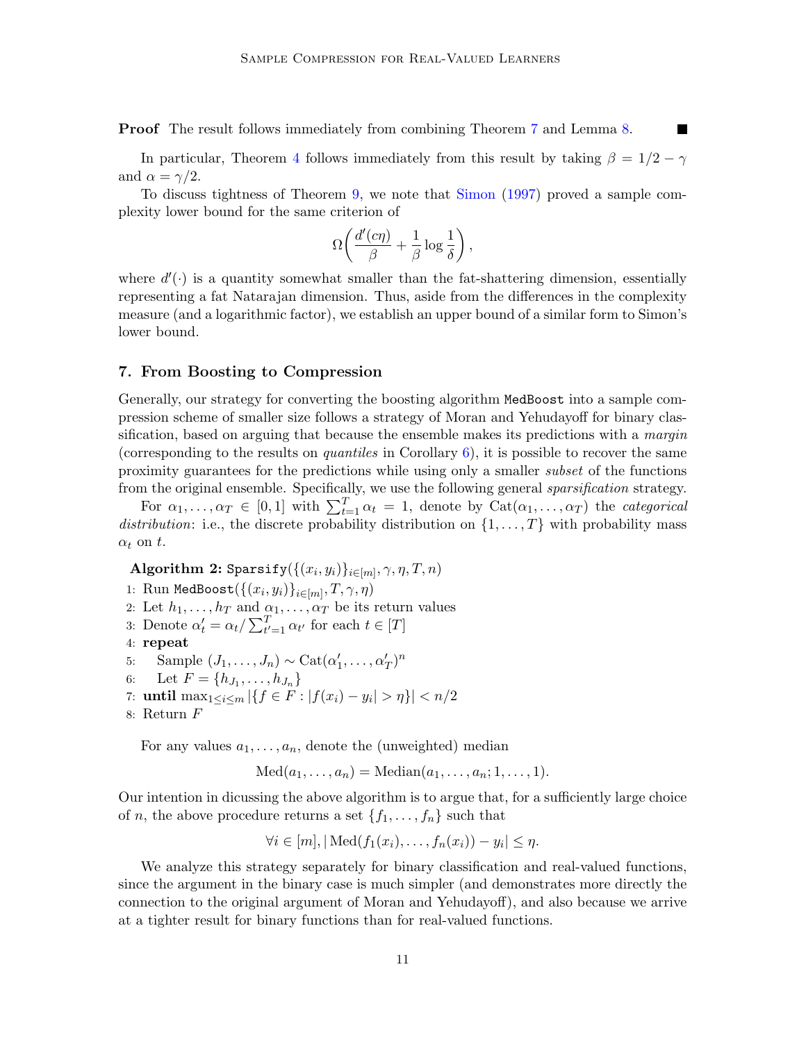**Proof** The result follows immediately from combining Theorem 7 and Lemma 8. ∎

In particular, Theorem 4 follows immediately from this result by taking $\beta = 1/2 - \gamma$ and $\alpha = \gamma/2$.

To discuss tightness of Theorem 9, we note that Simon (1997) proved a sample complexity lower bound for the same criterion of

$$\Omega\left( \frac{d'(c\eta)}{\beta} + \frac{1}{\beta} \log \frac{1}{\delta} \right),$$

where $d'(\cdot)$ is a quantity somewhat smaller than the fat-shattering dimension, essentially representing a fat Natarajan dimension. Thus, aside from the differences in the complexity measure (and a logarithmic factor), we establish an upper bound of a similar form to Simon's lower bound.

## 7. From Boosting to Compression

Generally, our strategy for converting the boosting algorithm `MedBoost` into a sample compression scheme of smaller size follows a strategy of Moran and Yehudayoff for binary classification, based on arguing that because the ensemble makes its predictions with a *margin* (corresponding to the results on *quantiles* in Corollary 6), it is possible to recover the same proximity guarantees for the predictions while using only a smaller *subset* of the functions from the original ensemble. Specifically, we use the following general *sparsification* strategy.

For $\alpha_1, \ldots, \alpha_T \in [0, 1]$ with $\sum_{t=1}^{T} \alpha_t = 1$, denote by $\mathrm{Cat}(\alpha_1, \ldots, \alpha_T)$ the *categorical distribution*: i.e., the discrete probability distribution on $\{1, \ldots, T\}$ with probability mass $\alpha_t$ on $t$.

**Algorithm 2:** `Sparsify`$(\{(x_i, y_i)\}_{i \in [m]}, \gamma, \eta, T, n)$

1: Run `MedBoost`$(\{(x_i, y_i)\}_{i \in [m]}, T, \gamma, \eta)$
2: Let $h_1, \ldots, h_T$ and $\alpha_1, \ldots, \alpha_T$ be its return values
3: Denote $\alpha'_t = \alpha_t / \sum_{t'=1}^{T} \alpha_{t'}$ for each $t \in [T]$
4: **repeat**
5: $\quad$ Sample $(J_1, \ldots, J_n) \sim \mathrm{Cat}(\alpha'_1, \ldots, \alpha'_T)^n$
6: $\quad$ Let $F = \{h_{J_1}, \ldots, h_{J_n}\}$
7: **until** $\max_{1 \le i \le m} |\{f \in F : |f(x_i) - y_i| > \eta\}| < n/2$
8: Return $F$

For any values $a_1, \ldots, a_n$, denote the (unweighted) median

$$\mathrm{Med}(a_1, \ldots, a_n) = \mathrm{Median}(a_1, \ldots, a_n; 1, \ldots, 1).$$

Our intention in dicussing the above algorithm is to argue that, for a sufficiently large choice of $n$, the above procedure returns a set $\{f_1, \ldots, f_n\}$ such that

$$\forall i \in [m], |\,\mathrm{Med}(f_1(x_i), \ldots, f_n(x_i)) - y_i| \le \eta.$$

We analyze this strategy separately for binary classification and real-valued functions, since the argument in the binary case is much simpler (and demonstrates more directly the connection to the original argument of Moran and Yehudayoff), and also because we arrive at a tighter result for binary functions than for real-valued functions.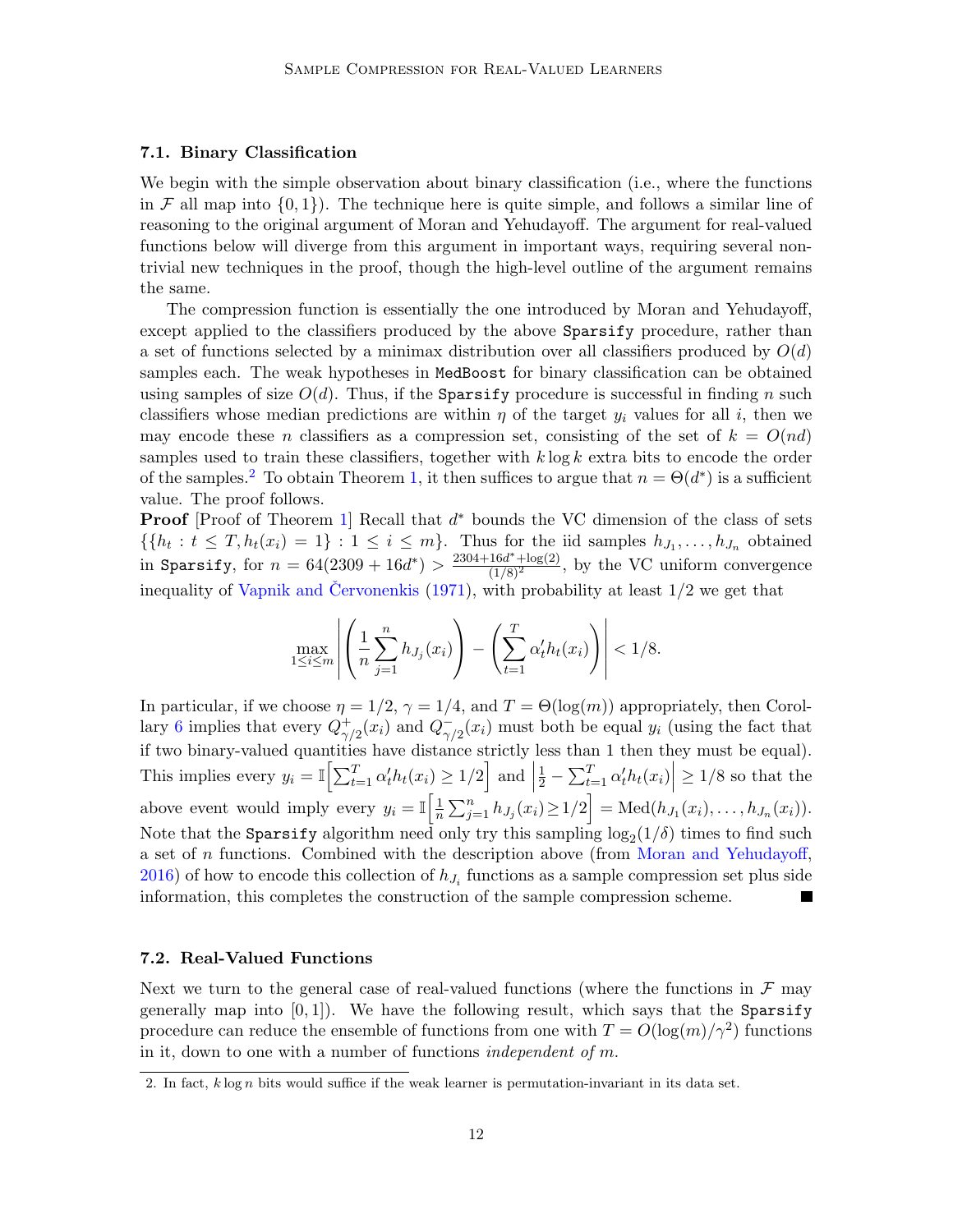### 7.1. Binary Classification

We begin with the simple observation about binary classification (i.e., where the functions in $\mathcal{F}$ all map into $\{0,1\}$). The technique here is quite simple, and follows a similar line of reasoning to the original argument of Moran and Yehudayoff. The argument for real-valued functions below will diverge from this argument in important ways, requiring several non-trivial new techniques in the proof, though the high-level outline of the argument remains the same.

The compression function is essentially the one introduced by Moran and Yehudayoff, except applied to the classifiers produced by the above `Sparsify` procedure, rather than a set of functions selected by a minimax distribution over all classifiers produced by $O(d)$ samples each. The weak hypotheses in `MedBoost` for binary classification can be obtained using samples of size $O(d)$. Thus, if the `Sparsify` procedure is successful in finding $n$ such classifiers whose median predictions are within $\eta$ of the target $y_i$ values for all $i$, then we may encode these $n$ classifiers as a compression set, consisting of the set of $k = O(nd)$ samples used to train these classifiers, together with $k \log k$ extra bits to encode the order of the samples.[2] To obtain Theorem 1, it then suffices to argue that $n = \Theta(d^*)$ is a sufficient value. The proof follows.

**Proof** [Proof of Theorem 1] Recall that $d^*$ bounds the VC dimension of the class of sets $\{\{h_t : t \leq T, h_t(x_i) = 1\} : 1 \leq i \leq m\}$. Thus for the iid samples $h_{J_1}, \ldots, h_{J_n}$ obtained in `Sparsify`, for $n = 64(2309 + 16d^*) > \frac{2304+16d^*+\log(2)}{(1/8)^2}$, by the VC uniform convergence inequality of Vapnik and Červonenkis (1971), with probability at least $1/2$ we get that

$$\max_{1 \leq i \leq m} \left| \left( \frac{1}{n} \sum_{j=1}^{n} h_{J_j}(x_i) \right) - \left( \sum_{t=1}^{T} \alpha'_t h_t(x_i) \right) \right| < 1/8.$$

In particular, if we choose $\eta = 1/2$, $\gamma = 1/4$, and $T = \Theta(\log(m))$ appropriately, then Corollary 6 implies that every $Q^+_{\gamma/2}(x_i)$ and $Q^-_{\gamma/2}(x_i)$ must both be equal $y_i$ (using the fact that if two binary-valued quantities have distance strictly less than 1 then they must be equal). This implies every $y_i = \mathbb{I}\left[\sum_{t=1}^{T} \alpha'_t h_t(x_i) \geq 1/2\right]$ and $\left|\frac{1}{2} - \sum_{t=1}^{T} \alpha'_t h_t(x_i)\right| \geq 1/8$ so that the above event would imply every $y_i = \mathbb{I}\left[\frac{1}{n}\sum_{j=1}^{n} h_{J_j}(x_i) \geq 1/2\right] = \mathrm{Med}(h_{J_1}(x_i), \ldots, h_{J_n}(x_i))$. Note that the `Sparsify` algorithm need only try this sampling $\log_2(1/\delta)$ times to find such a set of $n$ functions. Combined with the description above (from Moran and Yehudayoff, 2016) of how to encode this collection of $h_{J_i}$ functions as a sample compression set plus side information, this completes the construction of the sample compression scheme. ∎

### 7.2. Real-Valued Functions

Next we turn to the general case of real-valued functions (where the functions in $\mathcal{F}$ may generally map into $[0,1]$). We have the following result, which says that the `Sparsify` procedure can reduce the ensemble of functions from one with $T = O(\log(m)/\gamma^2)$ functions in it, down to one with a number of functions *independent of* $m$.

---

2. In fact, $k \log n$ bits would suffice if the weak learner is permutation-invariant in its data set.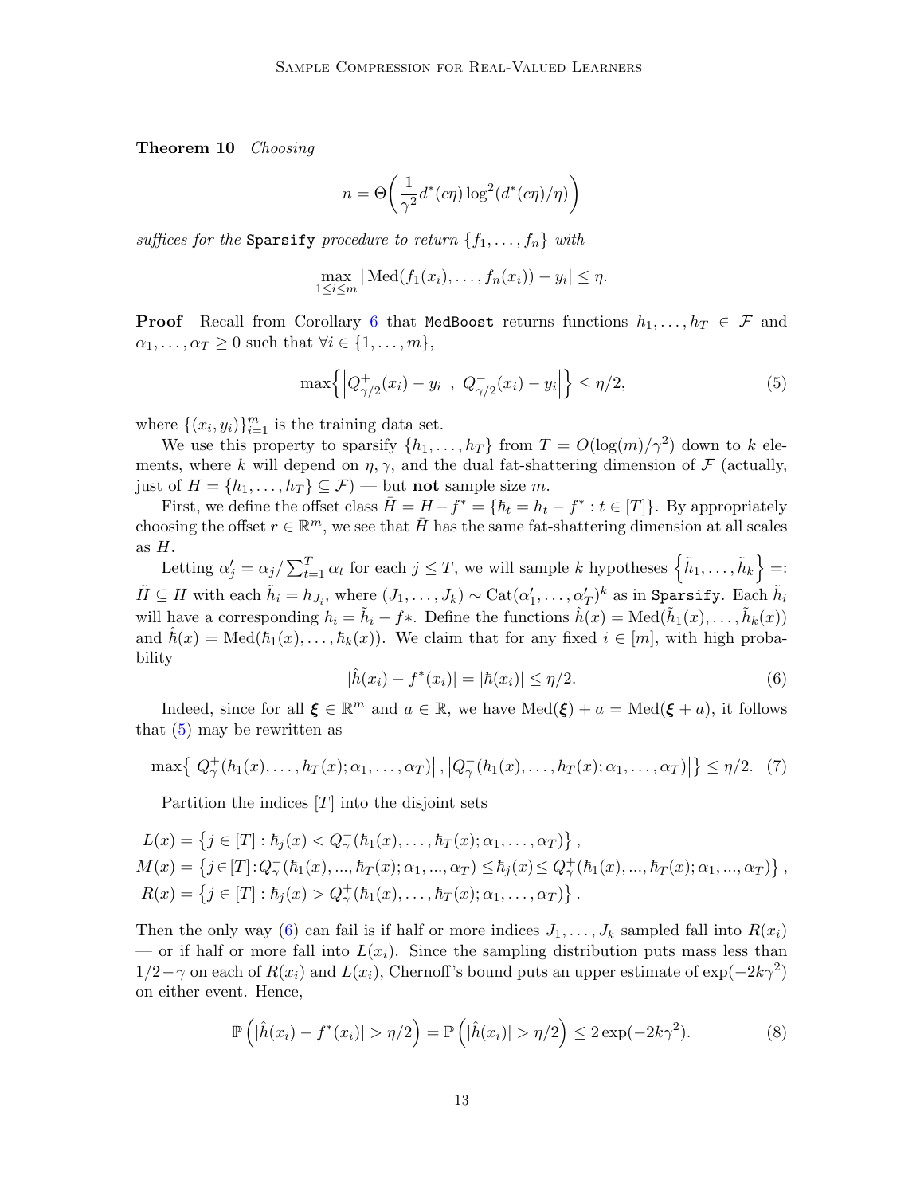**Theorem 10** *Choosing*

$$n = \Theta\bigg( \frac{1}{\gamma^2} d^*(c\eta) \log^2(d^*(c\eta)/\eta) \bigg)$$

*suffices for the* `Sparsify` *procedure to return* $\{f_1, \ldots, f_n\}$ *with*

$$\max_{1 \le i \le m} |\operatorname{Med}(f_1(x_i), \ldots, f_n(x_i)) - y_i| \le \eta.$$

**Proof** Recall from Corollary 6 that `MedBoost` returns functions $h_1, \ldots, h_T \in \mathcal{F}$ and $\alpha_1, \ldots, \alpha_T \ge 0$ such that $\forall i \in \{1, \ldots, m\}$,

$$\max\Big\{ \Big|Q^+_{\gamma/2}(x_i) - y_i\Big| \,, \Big|Q^-_{\gamma/2}(x_i) - y_i\Big| \Big\} \le \eta/2, \tag{5}$$

where $\{(x_i, y_i)\}_{i=1}^m$ is the training data set.

We use this property to sparsify $\{h_1, \ldots, h_T\}$ from $T = O(\log(m)/\gamma^2)$ down to $k$ elements, where $k$ will depend on $\eta, \gamma$, and the dual fat-shattering dimension of $\mathcal{F}$ (actually, just of $H = \{h_1, \ldots, h_T\} \subseteq \mathcal{F}$) — but **not** sample size $m$.

First, we define the offset class $\bar{H} = H - f^* = \{\hbar_t = h_t - f^* : t \in [T]\}$. By appropriately choosing the offset $r \in \mathbb{R}^m$, we see that $\bar{H}$ has the same fat-shattering dimension at all scales as $H$.

Letting $\alpha'_j = \alpha_j / \sum_{t=1}^T \alpha_t$ for each $j \le T$, we will sample $k$ hypotheses $\Big\{\tilde{h}_1, \ldots, \tilde{h}_k\Big\} =: \tilde{H} \subseteq H$ with each $\tilde{h}_i = h_{J_i}$, where $(J_1, \ldots, J_k) \sim \operatorname{Cat}(\alpha'_1, \ldots, \alpha'_T)^k$ as in `Sparsify`. Each $\tilde{h}_i$ will have a corresponding $\hbar_i = \tilde{h}_i - f*$. Define the functions $\hat{h}(x) = \operatorname{Med}(\tilde{h}_1(x), \ldots, \tilde{h}_k(x))$ and $\hat{\hbar}(x) = \operatorname{Med}(\hbar_1(x), \ldots, \hbar_k(x))$. We claim that for any fixed $i \in [m]$, with high probability

$$|\hat{h}(x_i) - f^*(x_i)| = |\hat{\hbar}(x_i)| \le \eta/2. \tag{6}$$

Indeed, since for all $\boldsymbol{\xi} \in \mathbb{R}^m$ and $a \in \mathbb{R}$, we have $\operatorname{Med}(\boldsymbol{\xi}) + a = \operatorname{Med}(\boldsymbol{\xi} + a)$, it follows that (5) may be rewritten as

$$\max\big\{ \big|Q^+_\gamma(\hbar_1(x), \ldots, \hbar_T(x); \alpha_1, \ldots, \alpha_T)\big| \,, \big|Q^-_\gamma(\hbar_1(x), \ldots, \hbar_T(x); \alpha_1, \ldots, \alpha_T)\big| \big\} \le \eta/2. \tag{7}$$

Partition the indices $[T]$ into the disjoint sets

$$L(x) = \left\{ j \in [T] : \hbar_j(x) < Q^-_\gamma(\hbar_1(x), \ldots, \hbar_T(x); \alpha_1, \ldots, \alpha_T) \right\},$$
$$M(x) = \left\{ j \in [T] : Q^-_\gamma(\hbar_1(x), ..., \hbar_T(x); \alpha_1, ..., \alpha_T) \le \hbar_j(x) \le Q^+_\gamma(\hbar_1(x), ..., \hbar_T(x); \alpha_1, ..., \alpha_T) \right\},$$
$$R(x) = \left\{ j \in [T] : \hbar_j(x) > Q^+_\gamma(\hbar_1(x), \ldots, \hbar_T(x); \alpha_1, \ldots, \alpha_T) \right\}.$$

Then the only way (6) can fail is if half or more indices $J_1, \ldots, J_k$ sampled fall into $R(x_i)$ — or if half or more fall into $L(x_i)$. Since the sampling distribution puts mass less than $1/2 - \gamma$ on each of $R(x_i)$ and $L(x_i)$, Chernoff's bound puts an upper estimate of $\exp(-2k\gamma^2)$ on either event. Hence,

$$\mathbb{P}\left( |\hat{h}(x_i) - f^*(x_i)| > \eta/2 \right) = \mathbb{P}\left( |\hat{\hbar}(x_i)| > \eta/2 \right) \le 2\exp(-2k\gamma^2). \tag{8}$$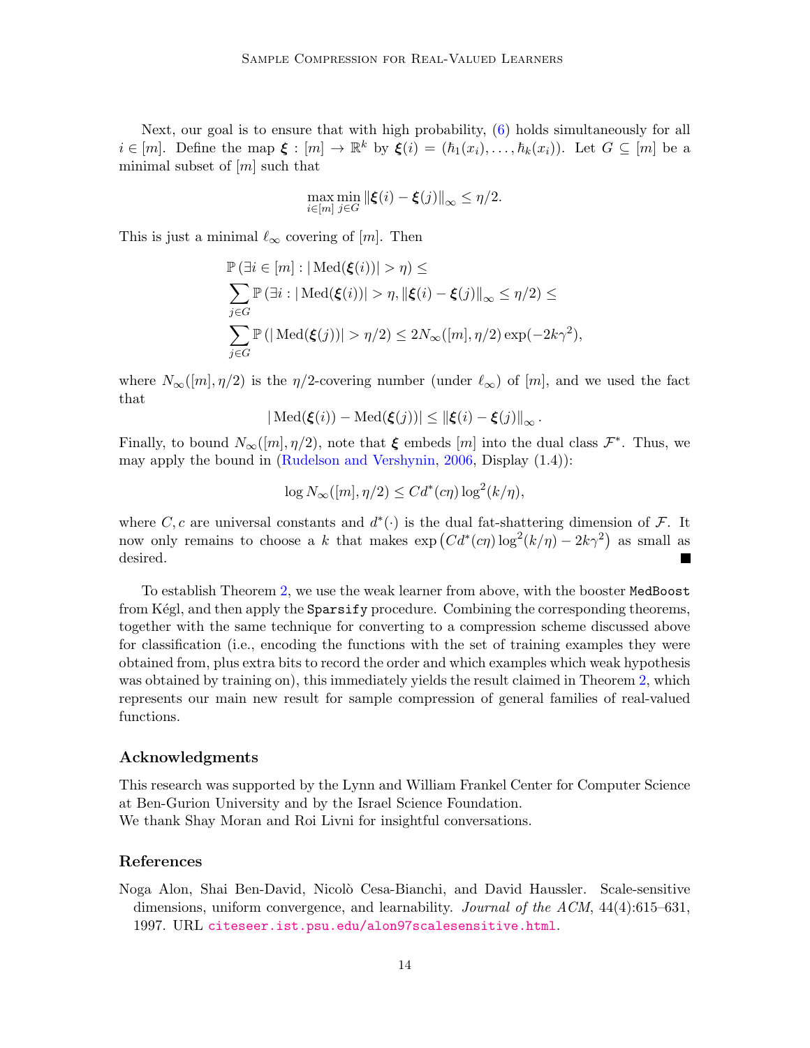Next, our goal is to ensure that with high probability, (6) holds simultaneously for all $i \in [m]$. Define the map $\boldsymbol{\xi} : [m] \to \mathbb{R}^k$ by $\boldsymbol{\xi}(i) = (\hbar_1(x_i), \ldots, \hbar_k(x_i))$. Let $G \subseteq [m]$ be a minimal subset of $[m]$ such that

$$\max_{i \in [m]} \min_{j \in G} \|\boldsymbol{\xi}(i) - \boldsymbol{\xi}(j)\|_\infty \le \eta/2.$$

This is just a minimal $\ell_\infty$ covering of $[m]$. Then

$$\begin{aligned}
&\mathbb{P}\left(\exists i \in [m] : |\operatorname{Med}(\boldsymbol{\xi}(i))| > \eta\right) \le \\
&\sum_{j \in G} \mathbb{P}\left(\exists i : |\operatorname{Med}(\boldsymbol{\xi}(i))| > \eta, \|\boldsymbol{\xi}(i) - \boldsymbol{\xi}(j)\|_\infty \le \eta/2\right) \le \\
&\sum_{j \in G} \mathbb{P}\left(|\operatorname{Med}(\boldsymbol{\xi}(j))| > \eta/2\right) \le 2N_\infty([m], \eta/2)\exp(-2k\gamma^2),
\end{aligned}$$

where $N_\infty([m], \eta/2)$ is the $\eta/2$-covering number (under $\ell_\infty$) of $[m]$, and we used the fact that

$$|\operatorname{Med}(\boldsymbol{\xi}(i)) - \operatorname{Med}(\boldsymbol{\xi}(j))| \le \|\boldsymbol{\xi}(i) - \boldsymbol{\xi}(j)\|_\infty.$$

Finally, to bound $N_\infty([m], \eta/2)$, note that $\boldsymbol{\xi}$ embeds $[m]$ into the dual class $\mathcal{F}^*$. Thus, we may apply the bound in (Rudelson and Vershynin, 2006, Display (1.4)):

$$\log N_\infty([m], \eta/2) \le Cd^*(c\eta)\log^2(k/\eta),$$

where $C, c$ are universal constants and $d^*(\cdot)$ is the dual fat-shattering dimension of $\mathcal{F}$. It now only remains to choose a $k$ that makes $\exp\left(Cd^*(c\eta)\log^2(k/\eta) - 2k\gamma^2\right)$ as small as desired. ■

To establish Theorem 2, we use the weak learner from above, with the booster `MedBoost` from Kégl, and then apply the `Sparsify` procedure. Combining the corresponding theorems, together with the same technique for converting to a compression scheme discussed above for classification (i.e., encoding the functions with the set of training examples they were obtained from, plus extra bits to record the order and which examples which weak hypothesis was obtained by training on), this immediately yields the result claimed in Theorem 2, which represents our main new result for sample compression of general families of real-valued functions.

## Acknowledgments

This research was supported by the Lynn and William Frankel Center for Computer Science at Ben-Gurion University and by the Israel Science Foundation.
We thank Shay Moran and Roi Livni for insightful conversations.

## References

Noga Alon, Shai Ben-David, Nicolò Cesa-Bianchi, and David Haussler. Scale-sensitive dimensions, uniform convergence, and learnability. *Journal of the ACM*, 44(4):615–631, 1997. URL citeseer.ist.psu.edu/alon97scalesensitive.html.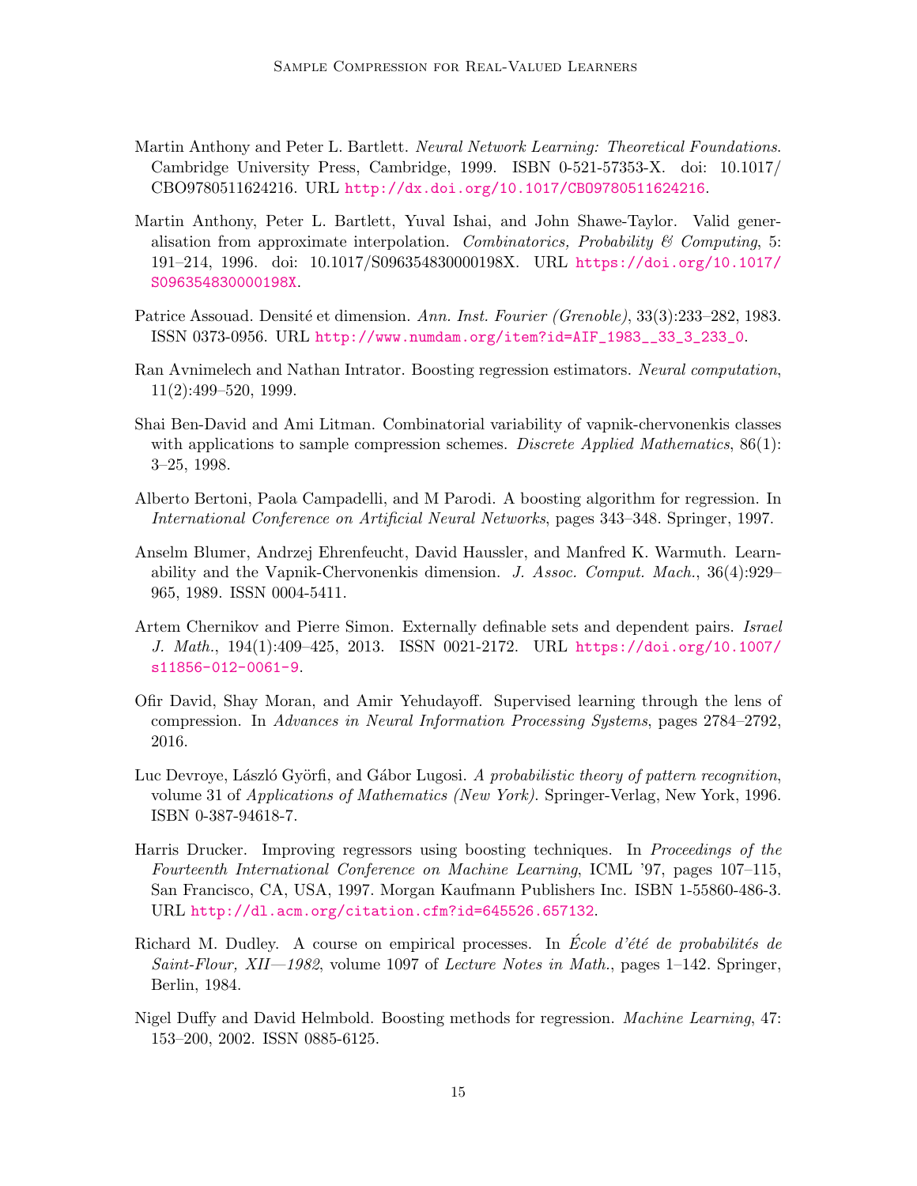Martin Anthony and Peter L. Bartlett. *Neural Network Learning: Theoretical Foundations*. Cambridge University Press, Cambridge, 1999. ISBN 0-521-57353-X. doi: 10.1017/CBO9780511624216. URL http://dx.doi.org/10.1017/CBO9780511624216.

Martin Anthony, Peter L. Bartlett, Yuval Ishai, and John Shawe-Taylor. Valid generalisation from approximate interpolation. *Combinatorics, Probability & Computing*, 5: 191–214, 1996. doi: 10.1017/S096354830000198X. URL https://doi.org/10.1017/S096354830000198X.

Patrice Assouad. Densité et dimension. *Ann. Inst. Fourier (Grenoble)*, 33(3):233–282, 1983. ISSN 0373-0956. URL http://www.numdam.org/item?id=AIF_1983__33_3_233_0.

Ran Avnimelech and Nathan Intrator. Boosting regression estimators. *Neural computation*, 11(2):499–520, 1999.

Shai Ben-David and Ami Litman. Combinatorial variability of vapnik-chervonenkis classes with applications to sample compression schemes. *Discrete Applied Mathematics*, 86(1): 3–25, 1998.

Alberto Bertoni, Paola Campadelli, and M Parodi. A boosting algorithm for regression. In *International Conference on Artificial Neural Networks*, pages 343–348. Springer, 1997.

Anselm Blumer, Andrzej Ehrenfeucht, David Haussler, and Manfred K. Warmuth. Learnability and the Vapnik-Chervonenkis dimension. *J. Assoc. Comput. Mach.*, 36(4):929–965, 1989. ISSN 0004-5411.

Artem Chernikov and Pierre Simon. Externally definable sets and dependent pairs. *Israel J. Math.*, 194(1):409–425, 2013. ISSN 0021-2172. URL https://doi.org/10.1007/s11856-012-0061-9.

Ofir David, Shay Moran, and Amir Yehudayoff. Supervised learning through the lens of compression. In *Advances in Neural Information Processing Systems*, pages 2784–2792, 2016.

Luc Devroye, László Györfi, and Gábor Lugosi. *A probabilistic theory of pattern recognition*, volume 31 of *Applications of Mathematics (New York)*. Springer-Verlag, New York, 1996. ISBN 0-387-94618-7.

Harris Drucker. Improving regressors using boosting techniques. In *Proceedings of the Fourteenth International Conference on Machine Learning*, ICML '97, pages 107–115, San Francisco, CA, USA, 1997. Morgan Kaufmann Publishers Inc. ISBN 1-55860-486-3. URL http://dl.acm.org/citation.cfm?id=645526.657132.

Richard M. Dudley. A course on empirical processes. In *École d'été de probabilités de Saint-Flour, XII—1982*, volume 1097 of *Lecture Notes in Math.*, pages 1–142. Springer, Berlin, 1984.

Nigel Duffy and David Helmbold. Boosting methods for regression. *Machine Learning*, 47: 153–200, 2002. ISSN 0885-6125.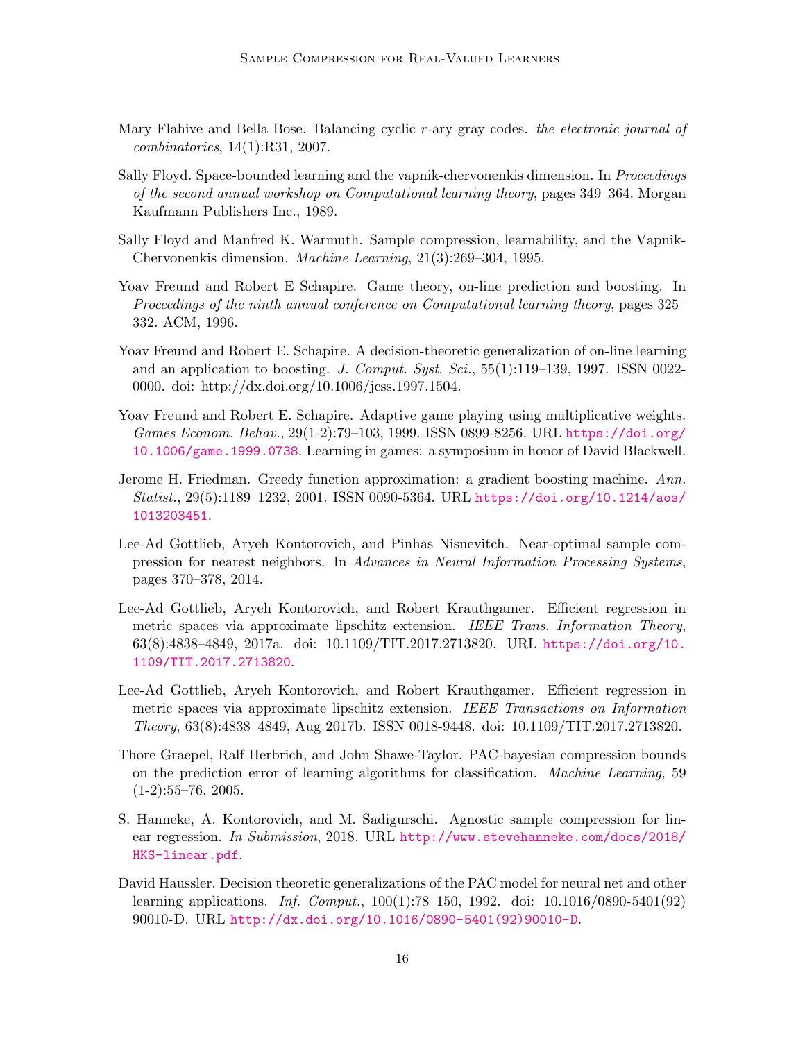Mary Flahive and Bella Bose. Balancing cyclic $r$-ary gray codes. *the electronic journal of combinatorics*, 14(1):R31, 2007.

Sally Floyd. Space-bounded learning and the vapnik-chervonenkis dimension. In *Proceedings of the second annual workshop on Computational learning theory*, pages 349–364. Morgan Kaufmann Publishers Inc., 1989.

Sally Floyd and Manfred K. Warmuth. Sample compression, learnability, and the Vapnik-Chervonenkis dimension. *Machine Learning*, 21(3):269–304, 1995.

Yoav Freund and Robert E Schapire. Game theory, on-line prediction and boosting. In *Proceedings of the ninth annual conference on Computational learning theory*, pages 325–332. ACM, 1996.

Yoav Freund and Robert E. Schapire. A decision-theoretic generalization of on-line learning and an application to boosting. *J. Comput. Syst. Sci.*, 55(1):119–139, 1997. ISSN 0022-0000. doi: http://dx.doi.org/10.1006/jcss.1997.1504.

Yoav Freund and Robert E. Schapire. Adaptive game playing using multiplicative weights. *Games Econom. Behav.*, 29(1-2):79–103, 1999. ISSN 0899-8256. URL https://doi.org/10.1006/game.1999.0738. Learning in games: a symposium in honor of David Blackwell.

Jerome H. Friedman. Greedy function approximation: a gradient boosting machine. *Ann. Statist.*, 29(5):1189–1232, 2001. ISSN 0090-5364. URL https://doi.org/10.1214/aos/1013203451.

Lee-Ad Gottlieb, Aryeh Kontorovich, and Pinhas Nisnevitch. Near-optimal sample compression for nearest neighbors. In *Advances in Neural Information Processing Systems*, pages 370–378, 2014.

Lee-Ad Gottlieb, Aryeh Kontorovich, and Robert Krauthgamer. Efficient regression in metric spaces via approximate lipschitz extension. *IEEE Trans. Information Theory*, 63(8):4838–4849, 2017a. doi: 10.1109/TIT.2017.2713820. URL https://doi.org/10.1109/TIT.2017.2713820.

Lee-Ad Gottlieb, Aryeh Kontorovich, and Robert Krauthgamer. Efficient regression in metric spaces via approximate lipschitz extension. *IEEE Transactions on Information Theory*, 63(8):4838–4849, Aug 2017b. ISSN 0018-9448. doi: 10.1109/TIT.2017.2713820.

Thore Graepel, Ralf Herbrich, and John Shawe-Taylor. PAC-bayesian compression bounds on the prediction error of learning algorithms for classification. *Machine Learning*, 59 (1-2):55–76, 2005.

S. Hanneke, A. Kontorovich, and M. Sadigurschi. Agnostic sample compression for linear regression. *In Submission*, 2018. URL http://www.stevehanneke.com/docs/2018/HKS-linear.pdf.

David Haussler. Decision theoretic generalizations of the PAC model for neural net and other learning applications. *Inf. Comput.*, 100(1):78–150, 1992. doi: 10.1016/0890-5401(92)90010-D. URL http://dx.doi.org/10.1016/0890-5401(92)90010-D.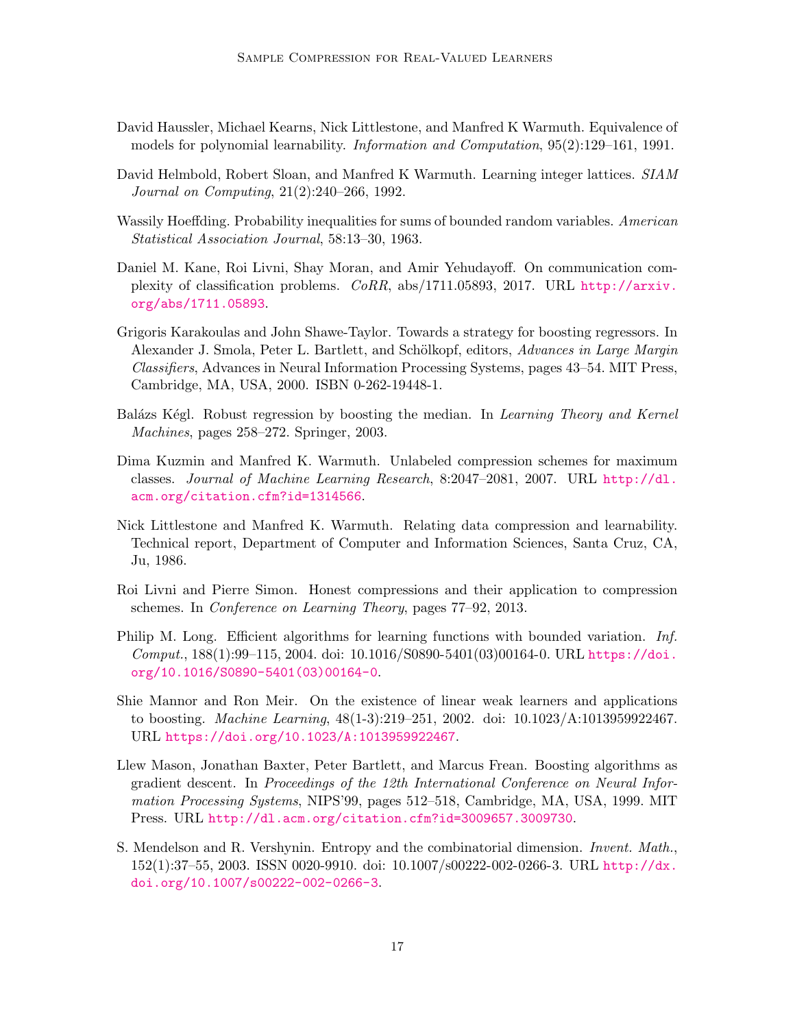David Haussler, Michael Kearns, Nick Littlestone, and Manfred K Warmuth. Equivalence of models for polynomial learnability. *Information and Computation*, 95(2):129–161, 1991.

David Helmbold, Robert Sloan, and Manfred K Warmuth. Learning integer lattices. *SIAM Journal on Computing*, 21(2):240–266, 1992.

Wassily Hoeffding. Probability inequalities for sums of bounded random variables. *American Statistical Association Journal*, 58:13–30, 1963.

Daniel M. Kane, Roi Livni, Shay Moran, and Amir Yehudayoff. On communication complexity of classification problems. *CoRR*, abs/1711.05893, 2017. URL http://arxiv.org/abs/1711.05893.

Grigoris Karakoulas and John Shawe-Taylor. Towards a strategy for boosting regressors. In Alexander J. Smola, Peter L. Bartlett, and Schölkopf, editors, *Advances in Large Margin Classifiers*, Advances in Neural Information Processing Systems, pages 43–54. MIT Press, Cambridge, MA, USA, 2000. ISBN 0-262-19448-1.

Balázs Kégl. Robust regression by boosting the median. In *Learning Theory and Kernel Machines*, pages 258–272. Springer, 2003.

Dima Kuzmin and Manfred K. Warmuth. Unlabeled compression schemes for maximum classes. *Journal of Machine Learning Research*, 8:2047–2081, 2007. URL http://dl.acm.org/citation.cfm?id=1314566.

Nick Littlestone and Manfred K. Warmuth. Relating data compression and learnability. Technical report, Department of Computer and Information Sciences, Santa Cruz, CA, Ju, 1986.

Roi Livni and Pierre Simon. Honest compressions and their application to compression schemes. In *Conference on Learning Theory*, pages 77–92, 2013.

Philip M. Long. Efficient algorithms for learning functions with bounded variation. *Inf. Comput.*, 188(1):99–115, 2004. doi: 10.1016/S0890-5401(03)00164-0. URL https://doi.org/10.1016/S0890-5401(03)00164-0.

Shie Mannor and Ron Meir. On the existence of linear weak learners and applications to boosting. *Machine Learning*, 48(1-3):219–251, 2002. doi: 10.1023/A:1013959922467. URL https://doi.org/10.1023/A:1013959922467.

Llew Mason, Jonathan Baxter, Peter Bartlett, and Marcus Frean. Boosting algorithms as gradient descent. In *Proceedings of the 12th International Conference on Neural Information Processing Systems*, NIPS'99, pages 512–518, Cambridge, MA, USA, 1999. MIT Press. URL http://dl.acm.org/citation.cfm?id=3009657.3009730.

S. Mendelson and R. Vershynin. Entropy and the combinatorial dimension. *Invent. Math.*, 152(1):37–55, 2003. ISSN 0020-9910. doi: 10.1007/s00222-002-0266-3. URL http://dx.doi.org/10.1007/s00222-002-0266-3.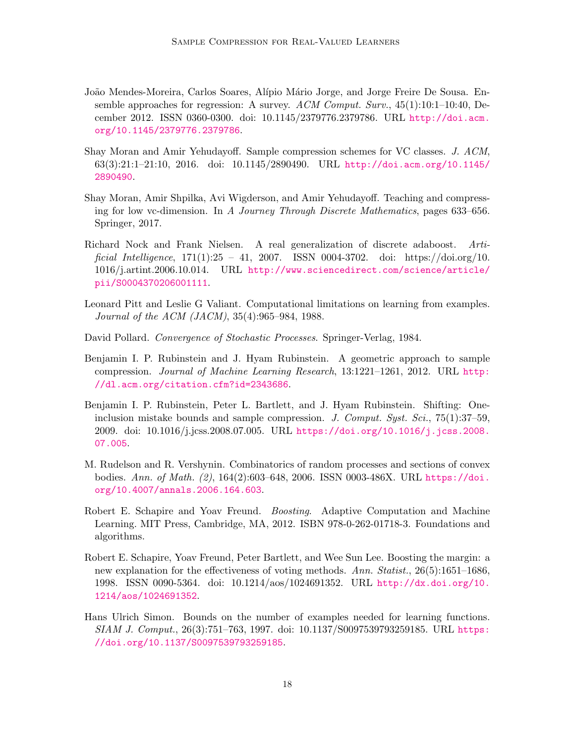João Mendes-Moreira, Carlos Soares, Alípio Mário Jorge, and Jorge Freire De Sousa. Ensemble approaches for regression: A survey. *ACM Comput. Surv.*, 45(1):10:1–10:40, December 2012. ISSN 0360-0300. doi: 10.1145/2379776.2379786. URL http://doi.acm.org/10.1145/2379776.2379786.

Shay Moran and Amir Yehudayoff. Sample compression schemes for VC classes. *J. ACM*, 63(3):21:1–21:10, 2016. doi: 10.1145/2890490. URL http://doi.acm.org/10.1145/2890490.

Shay Moran, Amir Shpilka, Avi Wigderson, and Amir Yehudayoff. Teaching and compressing for low vc-dimension. In *A Journey Through Discrete Mathematics*, pages 633–656. Springer, 2017.

Richard Nock and Frank Nielsen. A real generalization of discrete adaboost. *Artificial Intelligence*, 171(1):25 – 41, 2007. ISSN 0004-3702. doi: https://doi.org/10.1016/j.artint.2006.10.014. URL http://www.sciencedirect.com/science/article/pii/S0004370206001111.

Leonard Pitt and Leslie G Valiant. Computational limitations on learning from examples. *Journal of the ACM (JACM)*, 35(4):965–984, 1988.

David Pollard. *Convergence of Stochastic Processes*. Springer-Verlag, 1984.

Benjamin I. P. Rubinstein and J. Hyam Rubinstein. A geometric approach to sample compression. *Journal of Machine Learning Research*, 13:1221–1261, 2012. URL http://dl.acm.org/citation.cfm?id=2343686.

Benjamin I. P. Rubinstein, Peter L. Bartlett, and J. Hyam Rubinstein. Shifting: One-inclusion mistake bounds and sample compression. *J. Comput. Syst. Sci.*, 75(1):37–59, 2009. doi: 10.1016/j.jcss.2008.07.005. URL https://doi.org/10.1016/j.jcss.2008.07.005.

M. Rudelson and R. Vershynin. Combinatorics of random processes and sections of convex bodies. *Ann. of Math. (2)*, 164(2):603–648, 2006. ISSN 0003-486X. URL https://doi.org/10.4007/annals.2006.164.603.

Robert E. Schapire and Yoav Freund. *Boosting*. Adaptive Computation and Machine Learning. MIT Press, Cambridge, MA, 2012. ISBN 978-0-262-01718-3. Foundations and algorithms.

Robert E. Schapire, Yoav Freund, Peter Bartlett, and Wee Sun Lee. Boosting the margin: a new explanation for the effectiveness of voting methods. *Ann. Statist.*, 26(5):1651–1686, 1998. ISSN 0090-5364. doi: 10.1214/aos/1024691352. URL http://dx.doi.org/10.1214/aos/1024691352.

Hans Ulrich Simon. Bounds on the number of examples needed for learning functions. *SIAM J. Comput.*, 26(3):751–763, 1997. doi: 10.1137/S0097539793259185. URL https://doi.org/10.1137/S0097539793259185.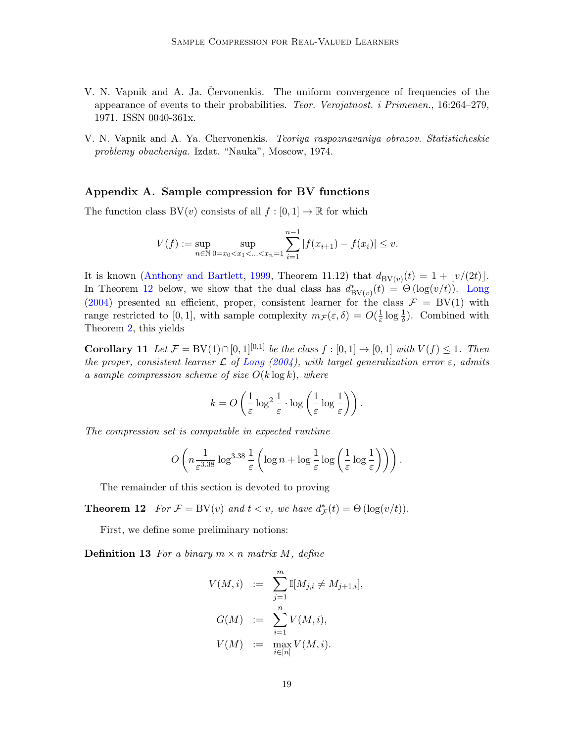V. N. Vapnik and A. Ja. Červonenkis. The uniform convergence of frequencies of the appearance of events to their probabilities. *Teor. Verojatnost. i Primenen.*, 16:264–279, 1971. ISSN 0040-361x.

V. N. Vapnik and A. Ya. Chervonenkis. *Teoriya raspoznavaniya obrazov. Statisticheskie problemy obucheniya*. Izdat. "Nauka", Moscow, 1974.

## Appendix A. Sample compression for BV functions

The function class $\mathrm{BV}(v)$ consists of all $f : [0,1] \to \mathbb{R}$ for which

$$V(f) := \sup_{n \in \mathbb{N}} \sup_{0 = x_0 < x_1 < \ldots < x_n = 1} \sum_{i=1}^{n-1} |f(x_{i+1}) - f(x_i)| \leq v.$$

It is known (Anthony and Bartlett, 1999, Theorem 11.12) that $d_{\mathrm{BV}(v)}(t) = 1 + \lfloor v/(2t) \rfloor$. In Theorem 12 below, we show that the dual class has $d^*_{\mathrm{BV}(v)}(t) = \Theta(\log(v/t))$. Long (2004) presented an efficient, proper, consistent learner for the class $\mathcal{F} = \mathrm{BV}(1)$ with range restricted to $[0,1]$, with sample complexity $m_{\mathcal{F}}(\varepsilon, \delta) = O(\frac{1}{\varepsilon} \log \frac{1}{\delta})$. Combined with Theorem 2, this yields

**Corollary 11** *Let $\mathcal{F} = \mathrm{BV}(1) \cap [0,1]^{[0,1]}$ be the class $f : [0,1] \to [0,1]$ with $V(f) \leq 1$. Then the proper, consistent learner $\mathcal{L}$ of Long (2004), with target generalization error $\varepsilon$, admits a sample compression scheme of size $O(k \log k)$, where*

$$k = O\left( \frac{1}{\varepsilon} \log^2 \frac{1}{\varepsilon} \cdot \log\left( \frac{1}{\varepsilon} \log \frac{1}{\varepsilon} \right) \right).$$

*The compression set is computable in expected runtime*

$$O\left( n \frac{1}{\varepsilon^{3.38}} \log^{3.38} \frac{1}{\varepsilon} \left( \log n + \log \frac{1}{\varepsilon} \log\left( \frac{1}{\varepsilon} \log \frac{1}{\varepsilon} \right) \right) \right).$$

The remainder of this section is devoted to proving

**Theorem 12** *For $\mathcal{F} = \mathrm{BV}(v)$ and $t < v$, we have $d^*_{\mathcal{F}}(t) = \Theta(\log(v/t))$.*

First, we define some preliminary notions:

**Definition 13** *For a binary $m \times n$ matrix $M$, define*

$$\begin{aligned}
V(M, i) &:= \sum_{j=1}^{m} \mathbb{I}[M_{j,i} \neq M_{j+1,i}], \\
G(M) &:= \sum_{i=1}^{n} V(M, i), \\
V(M) &:= \max_{i \in [n]} V(M, i).
\end{aligned}$$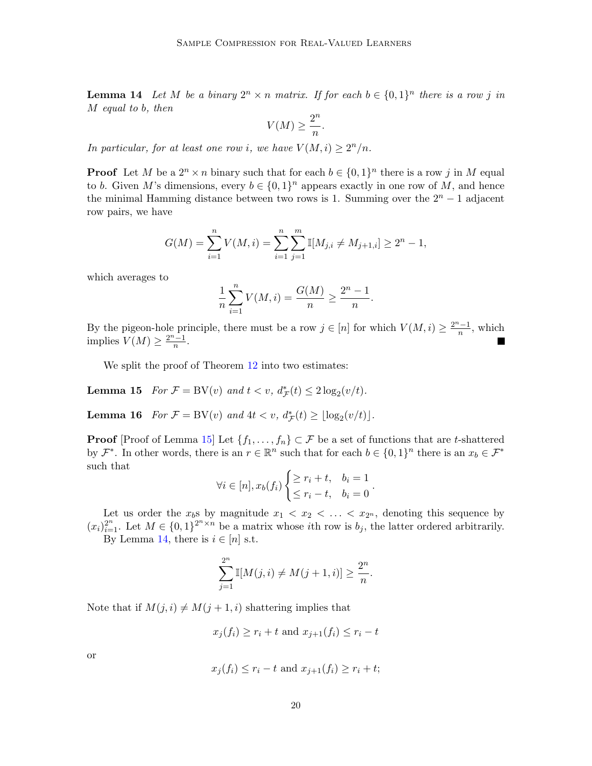**Lemma 14** *Let $M$ be a binary $2^n \times n$ matrix. If for each $b \in \{0,1\}^n$ there is a row $j$ in $M$ equal to $b$, then*

$$V(M) \geq \frac{2^n}{n}.$$

*In particular, for at least one row $i$, we have $V(M,i) \geq 2^n/n$.*

**Proof** Let $M$ be a $2^n \times n$ binary such that for each $b \in \{0,1\}^n$ there is a row $j$ in $M$ equal to $b$. Given $M$'s dimensions, every $b \in \{0,1\}^n$ appears exactly in one row of $M$, and hence the minimal Hamming distance between two rows is 1. Summing over the $2^n - 1$ adjacent row pairs, we have

$$G(M) = \sum_{i=1}^{n} V(M,i) = \sum_{i=1}^{n} \sum_{j=1}^{m} \mathbb{I}[M_{j,i} \neq M_{j+1,i}] \geq 2^n - 1,$$

which averages to

$$\frac{1}{n} \sum_{i=1}^{n} V(M,i) = \frac{G(M)}{n} \geq \frac{2^n - 1}{n}.$$

By the pigeon-hole principle, there must be a row $j \in [n]$ for which $V(M,i) \geq \frac{2^n-1}{n}$, which implies $V(M) \geq \frac{2^n-1}{n}$. ∎

We split the proof of Theorem 12 into two estimates:

**Lemma 15** *For $\mathcal{F} = \mathrm{BV}(v)$ and $t < v$, $d^*_{\mathcal{F}}(t) \leq 2\log_2(v/t)$.*

**Lemma 16** *For $\mathcal{F} = \mathrm{BV}(v)$ and $4t < v$, $d^*_{\mathcal{F}}(t) \geq \lfloor \log_2(v/t) \rfloor$.*

**Proof** [Proof of Lemma 15] Let $\{f_1, \ldots, f_n\} \subset \mathcal{F}$ be a set of functions that are $t$-shattered by $\mathcal{F}^*$. In other words, there is an $r \in \mathbb{R}^n$ such that for each $b \in \{0,1\}^n$ there is an $x_b \in \mathcal{F}^*$ such that

$$\forall i \in [n], x_b(f_i) \begin{cases} \geq r_i + t, & b_i = 1 \\ \leq r_i - t, & b_i = 0 \end{cases}.$$

Let us order the $x_b$s by magnitude $x_1 < x_2 < \ldots < x_{2^n}$, denoting this sequence by $(x_i)_{i=1}^{2^n}$. Let $M \in \{0,1\}^{2^n \times n}$ be a matrix whose $i$th row is $b_j$, the latter ordered arbitrarily.

By Lemma 14, there is $i \in [n]$ s.t.

$$\sum_{j=1}^{2^n} \mathbb{I}[M(j,i) \neq M(j+1,i)] \geq \frac{2^n}{n}.$$

Note that if $M(j,i) \neq M(j+1,i)$ shattering implies that

$$x_j(f_i) \geq r_i + t \text{ and } x_{j+1}(f_i) \leq r_i - t$$

or

$$x_j(f_i) \leq r_i - t \text{ and } x_{j+1}(f_i) \geq r_i + t;$$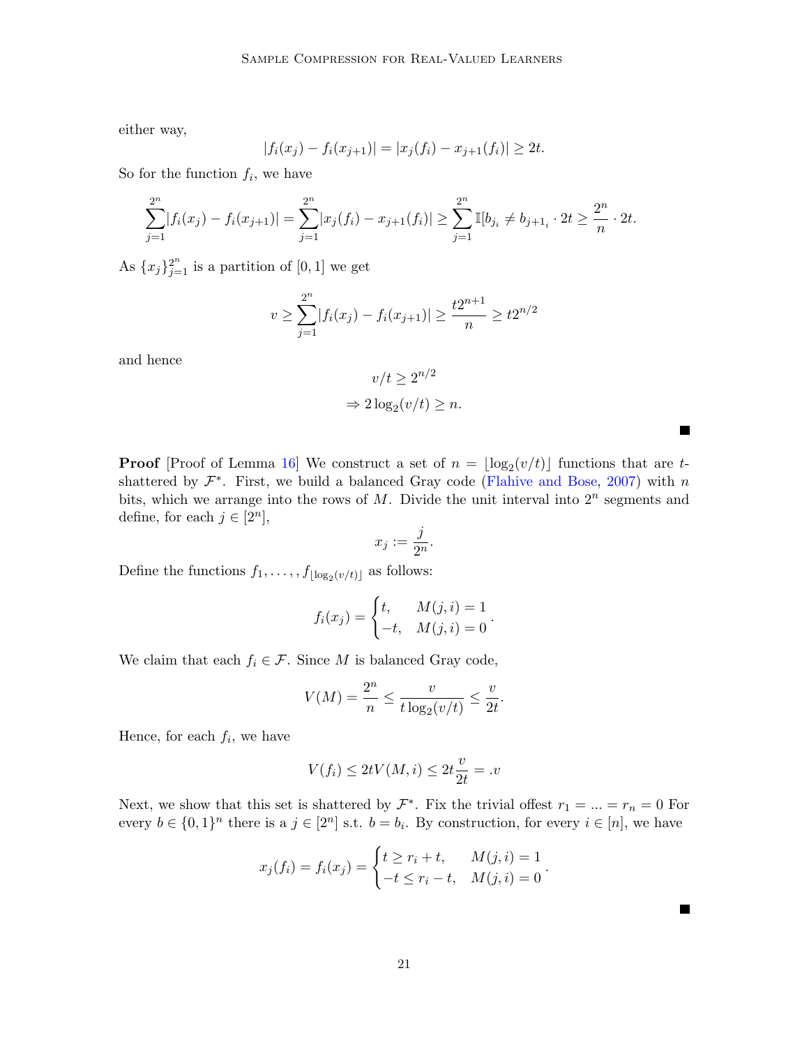either way,

$$|f_i(x_j) - f_i(x_{j+1})| = |x_j(f_i) - x_{j+1}(f_i)| \geq 2t.$$

So for the function $f_i$, we have

$$\sum_{j=1}^{2^n} |f_i(x_j) - f_i(x_{j+1})| = \sum_{j=1}^{2^n} |x_j(f_i) - x_{j+1}(f_i)| \geq \sum_{j=1}^{2^n} \mathbb{I}[b_{j_i} \neq b_{j+1_i} \cdot 2t \geq \frac{2^n}{n} \cdot 2t.$$

As $\{x_j\}_{j=1}^{2^n}$ is a partition of $[0,1]$ we get

$$v \geq \sum_{j=1}^{2^n} |f_i(x_j) - f_i(x_{j+1})| \geq \frac{t2^{n+1}}{n} \geq t2^{n/2}$$

and hence

$$v/t \geq 2^{n/2}$$
$$\Rightarrow 2\log_2(v/t) \geq n.$$

■

**Proof** [Proof of Lemma 16] We construct a set of $n = \lfloor \log_2(v/t) \rfloor$ functions that are $t$-shattered by $\mathcal{F}^*$. First, we build a balanced Gray code (Flahive and Bose, 2007) with $n$ bits, which we arrange into the rows of $M$. Divide the unit interval into $2^n$ segments and define, for each $j \in [2^n]$,

$$x_j := \frac{j}{2^n}.$$

Define the functions $f_1, \ldots, f_{\lfloor \log_2(v/t) \rfloor}$ as follows:

$$f_i(x_j) = \begin{cases} t, & M(j,i) = 1 \\ -t, & M(j,i) = 0 \end{cases}.$$

We claim that each $f_i \in \mathcal{F}$. Since $M$ is balanced Gray code,

$$V(M) = \frac{2^n}{n} \leq \frac{v}{t\log_2(v/t)} \leq \frac{v}{2t}.$$

Hence, for each $f_i$, we have

$$V(f_i) \leq 2tV(M,i) \leq 2t\frac{v}{2t} = .v$$

Next, we show that this set is shattered by $\mathcal{F}^*$. Fix the trivial offest $r_1 = ... = r_n = 0$ For every $b \in \{0,1\}^n$ there is a $j \in [2^n]$ s.t. $b = b_i$. By construction, for every $i \in [n]$, we have

$$x_j(f_i) = f_i(x_j) = \begin{cases} t \geq r_i + t, & M(j,i) = 1 \\ -t \leq r_i - t, & M(j,i) = 0 \end{cases}.$$

■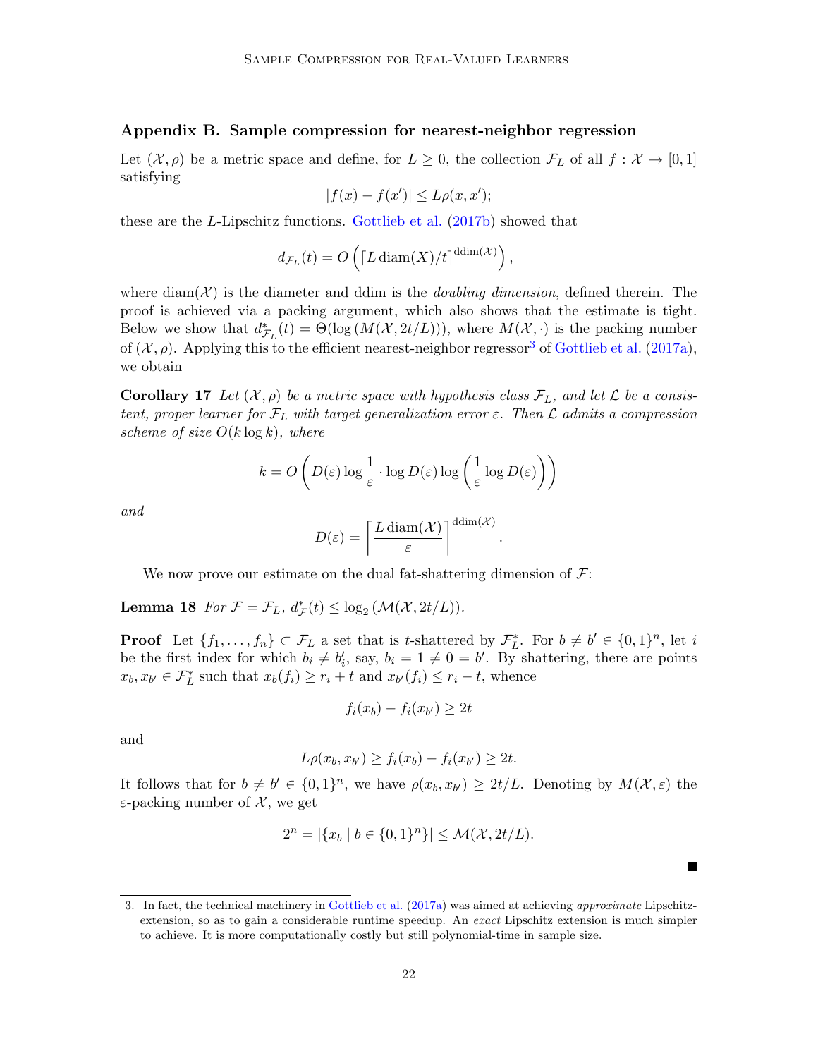## Appendix B. Sample compression for nearest-neighbor regression

Let $(\mathcal{X}, \rho)$ be a metric space and define, for $L \geq 0$, the collection $\mathcal{F}_L$ of all $f : \mathcal{X} \to [0,1]$ satisfying

$$|f(x) - f(x')| \leq L\rho(x, x');$$

these are the $L$-Lipschitz functions. Gottlieb et al. (2017b) showed that

$$d_{\mathcal{F}_L}(t) = O\left(\lceil L \operatorname{diam}(X)/t \rceil^{\operatorname{ddim}(\mathcal{X})}\right),$$

where $\operatorname{diam}(\mathcal{X})$ is the diameter and ddim is the *doubling dimension*, defined therein. The proof is achieved via a packing argument, which also shows that the estimate is tight. Below we show that $d^*_{\mathcal{F}_L}(t) = \Theta(\log(M(\mathcal{X}, 2t/L)))$, where $M(\mathcal{X}, \cdot)$ is the packing number of $(\mathcal{X}, \rho)$. Applying this to the efficient nearest-neighbor regressor[3] of Gottlieb et al. (2017a), we obtain

**Corollary 17** *Let $(\mathcal{X}, \rho)$ be a metric space with hypothesis class $\mathcal{F}_L$, and let $\mathcal{L}$ be a consistent, proper learner for $\mathcal{F}_L$ with target generalization error $\varepsilon$. Then $\mathcal{L}$ admits a compression scheme of size $O(k \log k)$, where*

$$k = O\left(D(\varepsilon) \log \frac{1}{\varepsilon} \cdot \log D(\varepsilon) \log\left(\frac{1}{\varepsilon} \log D(\varepsilon)\right)\right)$$

*and*

$$D(\varepsilon) = \left\lceil \frac{L \operatorname{diam}(\mathcal{X})}{\varepsilon} \right\rceil^{\operatorname{ddim}(\mathcal{X})}.$$

We now prove our estimate on the dual fat-shattering dimension of $\mathcal{F}$:

**Lemma 18** *For $\mathcal{F} = \mathcal{F}_L$, $d^*_{\mathcal{F}}(t) \leq \log_2(\mathcal{M}(\mathcal{X}, 2t/L))$.*

**Proof** Let $\{f_1, \ldots, f_n\} \subset \mathcal{F}_L$ a set that is $t$-shattered by $\mathcal{F}^*_L$. For $b \neq b' \in \{0,1\}^n$, let $i$ be the first index for which $b_i \neq b'_i$, say, $b_i = 1 \neq 0 = b'$. By shattering, there are points $x_b, x_{b'} \in \mathcal{F}^*_L$ such that $x_b(f_i) \geq r_i + t$ and $x_{b'}(f_i) \leq r_i - t$, whence

$$f_i(x_b) - f_i(x_{b'}) \geq 2t$$

and

$$L\rho(x_b, x_{b'}) \geq f_i(x_b) - f_i(x_{b'}) \geq 2t.$$

It follows that for $b \neq b' \in \{0,1\}^n$, we have $\rho(x_b, x_{b'}) \geq 2t/L$. Denoting by $M(\mathcal{X}, \varepsilon)$ the $\varepsilon$-packing number of $\mathcal{X}$, we get

$$2^n = |\{x_b \mid b \in \{0,1\}^n\}| \leq \mathcal{M}(\mathcal{X}, 2t/L).$$

■

3. In fact, the technical machinery in Gottlieb et al. (2017a) was aimed at achieving *approximate* Lipschitz-extension, so as to gain a considerable runtime speedup. An *exact* Lipschitz extension is much simpler to achieve. It is more computationally costly but still polynomial-time in sample size.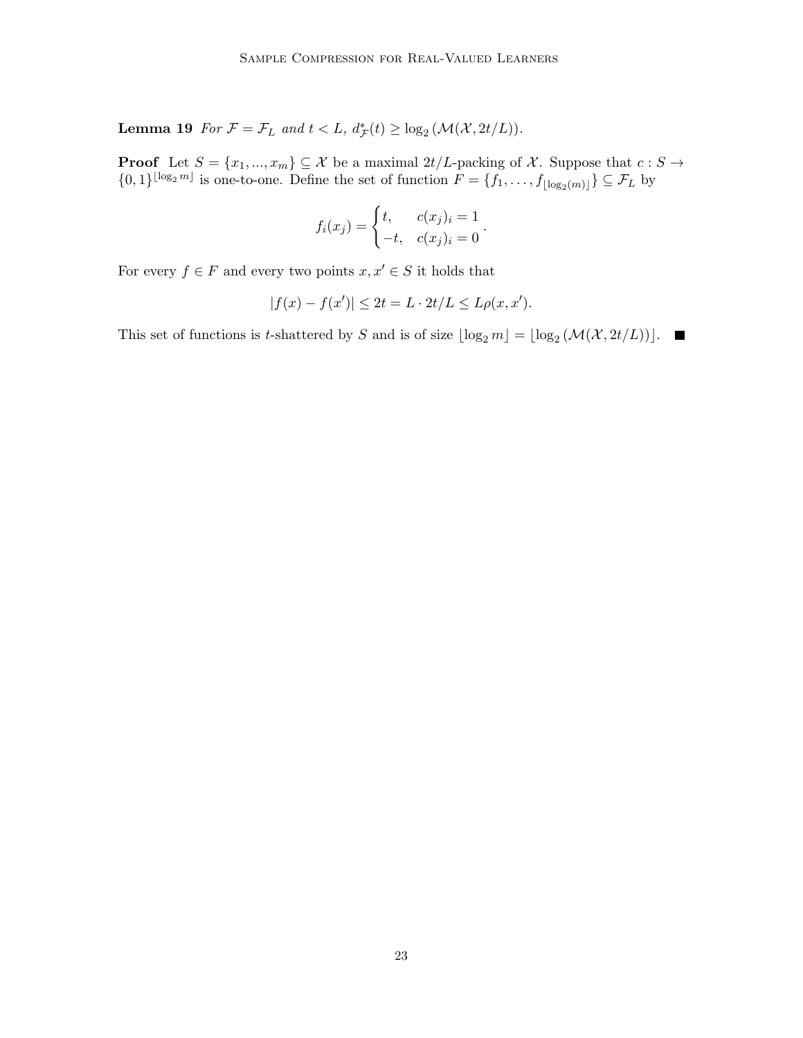**Lemma 19** *For $\mathcal{F} = \mathcal{F}_L$ and $t < L$, $d^*_{\mathcal{F}}(t) \geq \log_2 (\mathcal{M}(\mathcal{X}, 2t/L))$.*

**Proof** Let $S = \{x_1, ..., x_m\} \subseteq \mathcal{X}$ be a maximal $2t/L$-packing of $\mathcal{X}$. Suppose that $c : S \to \{0,1\}^{\lfloor \log_2 m \rfloor}$ is one-to-one. Define the set of function $F = \{f_1, \ldots, f_{\lfloor \log_2(m) \rfloor}\} \subseteq \mathcal{F}_L$ by

$$f_i(x_j) = \begin{cases} t, & c(x_j)_i = 1 \\ -t, & c(x_j)_i = 0 \end{cases}.$$

For every $f \in F$ and every two points $x, x' \in S$ it holds that

$$|f(x) - f(x')| \leq 2t = L \cdot 2t/L \leq L\rho(x, x').$$

This set of functions is $t$-shattered by $S$ and is of size $\lfloor \log_2 m \rfloor = \lfloor \log_2 (\mathcal{M}(\mathcal{X}, 2t/L)) \rfloor$. ■